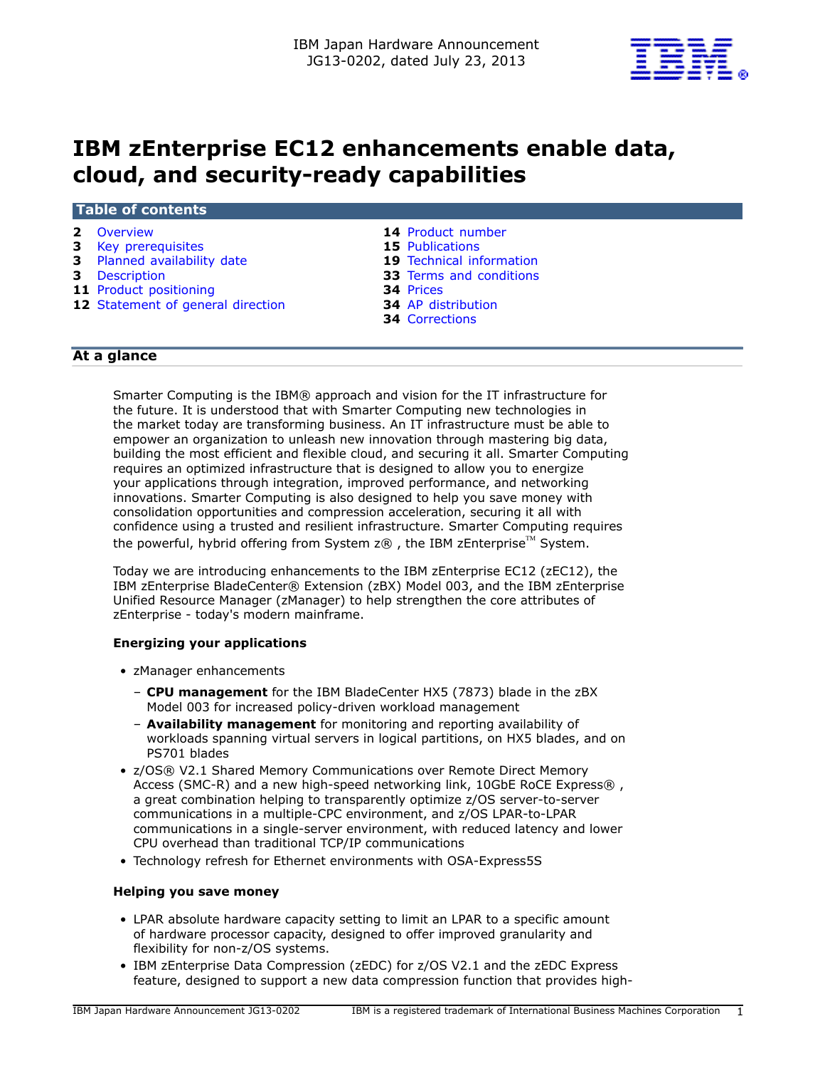IBM Japan Hardware Announcement
JG13-0202, dated July 23, 2013

# IBM zEnterprise EC12 enhancements enable data, cloud, and security-ready capabilities

## Table of contents

| | | | |
|---|---|---|---|
| **2** | Overview | **14** | Product number |
| **3** | Key prerequisites | **15** | Publications |
| **3** | Planned availability date | **19** | Technical information |
| **3** | Description | **33** | Terms and conditions |
| **11** | Product positioning | **34** | Prices |
| **12** | Statement of general direction | **34** | AP distribution |
| | | **34** | Corrections |

## At a glance

Smarter Computing is the IBM® approach and vision for the IT infrastructure for the future. It is understood that with Smarter Computing new technologies in the market today are transforming business. An IT infrastructure must be able to empower an organization to unleash new innovation through mastering big data, building the most efficient and flexible cloud, and securing it all. Smarter Computing requires an optimized infrastructure that is designed to allow you to energize your applications through integration, improved performance, and networking innovations. Smarter Computing is also designed to help you save money with consolidation opportunities and compression acceleration, securing it all with confidence using a trusted and resilient infrastructure. Smarter Computing requires the powerful, hybrid offering from System z® , the IBM zEnterprise™ System.

Today we are introducing enhancements to the IBM zEnterprise EC12 (zEC12), the IBM zEnterprise BladeCenter® Extension (zBX) Model 003, and the IBM zEnterprise Unified Resource Manager (zManager) to help strengthen the core attributes of zEnterprise - today's modern mainframe.

### Energizing your applications

- zManager enhancements
  - **CPU management** for the IBM BladeCenter HX5 (7873) blade in the zBX Model 003 for increased policy-driven workload management
  - **Availability management** for monitoring and reporting availability of workloads spanning virtual servers in logical partitions, on HX5 blades, and on PS701 blades
- z/OS® V2.1 Shared Memory Communications over Remote Direct Memory Access (SMC-R) and a new high-speed networking link, 10GbE RoCE Express® , a great combination helping to transparently optimize z/OS server-to-server communications in a multiple-CPC environment, and z/OS LPAR-to-LPAR communications in a single-server environment, with reduced latency and lower CPU overhead than traditional TCP/IP communications
- Technology refresh for Ethernet environments with OSA-Express5S

### Helping you save money

- LPAR absolute hardware capacity setting to limit an LPAR to a specific amount of hardware processor capacity, designed to offer improved granularity and flexibility for non-z/OS systems.
- IBM zEnterprise Data Compression (zEDC) for z/OS V2.1 and the zEDC Express feature, designed to support a new data compression function that provides high-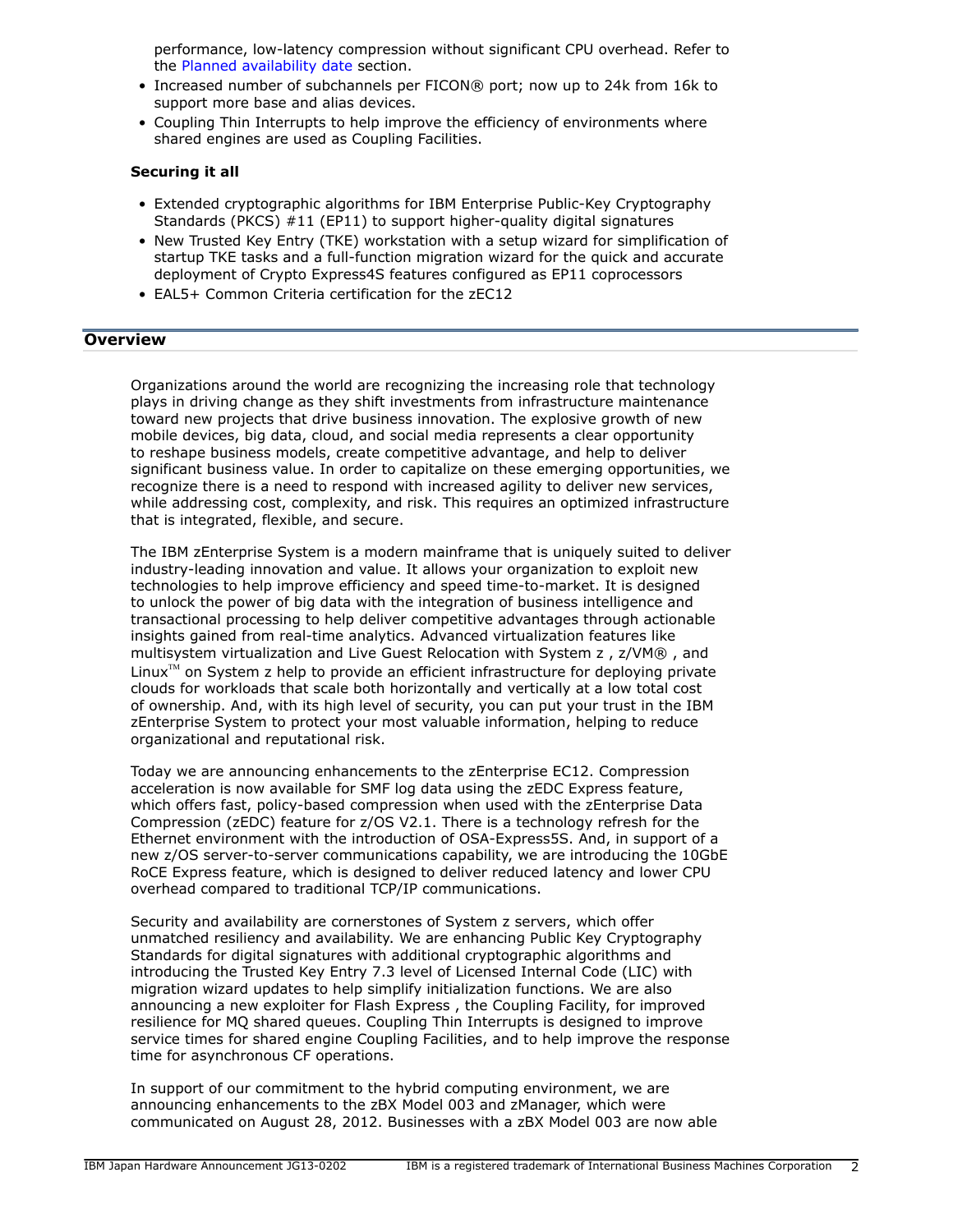performance, low-latency compression without significant CPU overhead. Refer to the Planned availability date section.

- Increased number of subchannels per FICON® port; now up to 24k from 16k to support more base and alias devices.
- Coupling Thin Interrupts to help improve the efficiency of environments where shared engines are used as Coupling Facilities.

**Securing it all**

- Extended cryptographic algorithms for IBM Enterprise Public-Key Cryptography Standards (PKCS) #11 (EP11) to support higher-quality digital signatures
- New Trusted Key Entry (TKE) workstation with a setup wizard for simplification of startup TKE tasks and a full-function migration wizard for the quick and accurate deployment of Crypto Express4S features configured as EP11 coprocessors
- EAL5+ Common Criteria certification for the zEC12

## Overview

Organizations around the world are recognizing the increasing role that technology plays in driving change as they shift investments from infrastructure maintenance toward new projects that drive business innovation. The explosive growth of new mobile devices, big data, cloud, and social media represents a clear opportunity to reshape business models, create competitive advantage, and help to deliver significant business value. In order to capitalize on these emerging opportunities, we recognize there is a need to respond with increased agility to deliver new services, while addressing cost, complexity, and risk. This requires an optimized infrastructure that is integrated, flexible, and secure.

The IBM zEnterprise System is a modern mainframe that is uniquely suited to deliver industry-leading innovation and value. It allows your organization to exploit new technologies to help improve efficiency and speed time-to-market. It is designed to unlock the power of big data with the integration of business intelligence and transactional processing to help deliver competitive advantages through actionable insights gained from real-time analytics. Advanced virtualization features like multisystem virtualization and Live Guest Relocation with System z , z/VM® , and Linux™ on System z help to provide an efficient infrastructure for deploying private clouds for workloads that scale both horizontally and vertically at a low total cost of ownership. And, with its high level of security, you can put your trust in the IBM zEnterprise System to protect your most valuable information, helping to reduce organizational and reputational risk.

Today we are announcing enhancements to the zEnterprise EC12. Compression acceleration is now available for SMF log data using the zEDC Express feature, which offers fast, policy-based compression when used with the zEnterprise Data Compression (zEDC) feature for z/OS V2.1. There is a technology refresh for the Ethernet environment with the introduction of OSA-Express5S. And, in support of a new z/OS server-to-server communications capability, we are introducing the 10GbE RoCE Express feature, which is designed to deliver reduced latency and lower CPU overhead compared to traditional TCP/IP communications.

Security and availability are cornerstones of System z servers, which offer unmatched resiliency and availability. We are enhancing Public Key Cryptography Standards for digital signatures with additional cryptographic algorithms and introducing the Trusted Key Entry 7.3 level of Licensed Internal Code (LIC) with migration wizard updates to help simplify initialization functions. We are also announcing a new exploiter for Flash Express , the Coupling Facility, for improved resilience for MQ shared queues. Coupling Thin Interrupts is designed to improve service times for shared engine Coupling Facilities, and to help improve the response time for asynchronous CF operations.

In support of our commitment to the hybrid computing environment, we are announcing enhancements to the zBX Model 003 and zManager, which were communicated on August 28, 2012. Businesses with a zBX Model 003 are now able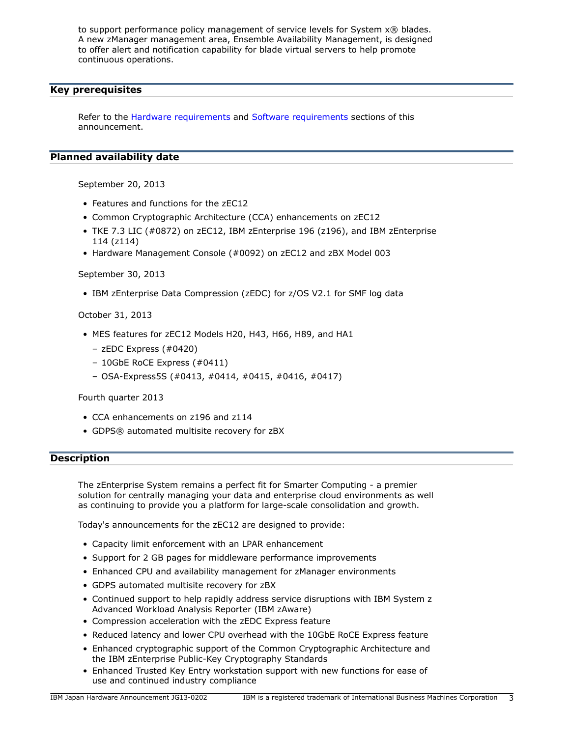to support performance policy management of service levels for System x® blades. A new zManager management area, Ensemble Availability Management, is designed to offer alert and notification capability for blade virtual servers to help promote continuous operations.

## Key prerequisites

Refer to the Hardware requirements and Software requirements sections of this announcement.

## Planned availability date

September 20, 2013

- Features and functions for the zEC12
- Common Cryptographic Architecture (CCA) enhancements on zEC12
- TKE 7.3 LIC (#0872) on zEC12, IBM zEnterprise 196 (z196), and IBM zEnterprise 114 (z114)
- Hardware Management Console (#0092) on zEC12 and zBX Model 003

September 30, 2013

- IBM zEnterprise Data Compression (zEDC) for z/OS V2.1 for SMF log data

October 31, 2013

- MES features for zEC12 Models H20, H43, H66, H89, and HA1
  - zEDC Express (#0420)
  - 10GbE RoCE Express (#0411)
  - OSA-Express5S (#0413, #0414, #0415, #0416, #0417)

Fourth quarter 2013

- CCA enhancements on z196 and z114
- GDPS® automated multisite recovery for zBX

## Description

The zEnterprise System remains a perfect fit for Smarter Computing - a premier solution for centrally managing your data and enterprise cloud environments as well as continuing to provide you a platform for large-scale consolidation and growth.

Today's announcements for the zEC12 are designed to provide:

- Capacity limit enforcement with an LPAR enhancement
- Support for 2 GB pages for middleware performance improvements
- Enhanced CPU and availability management for zManager environments
- GDPS automated multisite recovery for zBX
- Continued support to help rapidly address service disruptions with IBM System z Advanced Workload Analysis Reporter (IBM zAware)
- Compression acceleration with the zEDC Express feature
- Reduced latency and lower CPU overhead with the 10GbE RoCE Express feature
- Enhanced cryptographic support of the Common Cryptographic Architecture and the IBM zEnterprise Public-Key Cryptography Standards
- Enhanced Trusted Key Entry workstation support with new functions for ease of use and continued industry compliance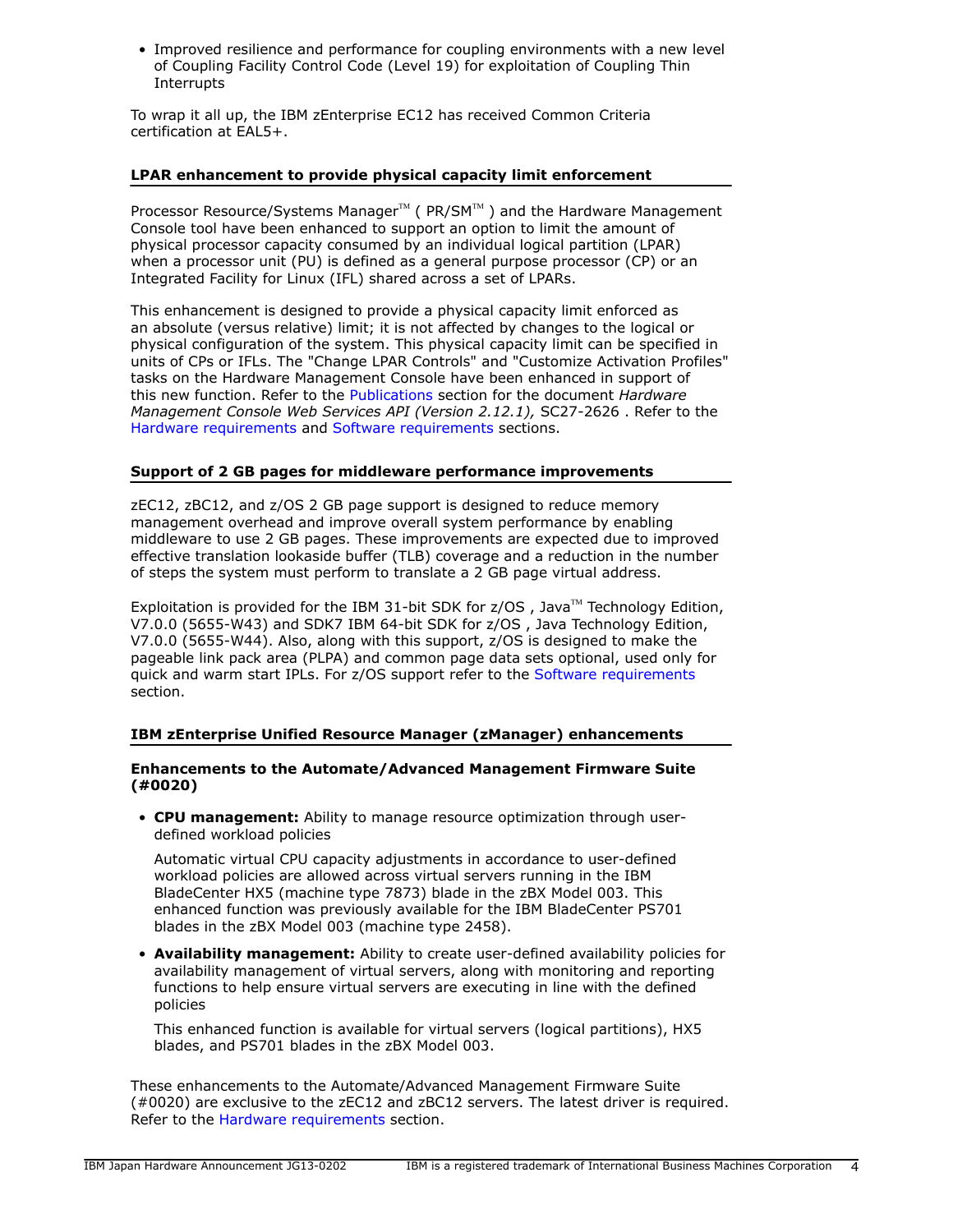- Improved resilience and performance for coupling environments with a new level of Coupling Facility Control Code (Level 19) for exploitation of Coupling Thin Interrupts

To wrap it all up, the IBM zEnterprise EC12 has received Common Criteria certification at EAL5+.

### LPAR enhancement to provide physical capacity limit enforcement

Processor Resource/Systems Manager™ ( PR/SM™ ) and the Hardware Management Console tool have been enhanced to support an option to limit the amount of physical processor capacity consumed by an individual logical partition (LPAR) when a processor unit (PU) is defined as a general purpose processor (CP) or an Integrated Facility for Linux (IFL) shared across a set of LPARs.

This enhancement is designed to provide a physical capacity limit enforced as an absolute (versus relative) limit; it is not affected by changes to the logical or physical configuration of the system. This physical capacity limit can be specified in units of CPs or IFLs. The "Change LPAR Controls" and "Customize Activation Profiles" tasks on the Hardware Management Console have been enhanced in support of this new function. Refer to the Publications section for the document *Hardware Management Console Web Services API (Version 2.12.1),* SC27-2626 . Refer to the Hardware requirements and Software requirements sections.

### Support of 2 GB pages for middleware performance improvements

zEC12, zBC12, and z/OS 2 GB page support is designed to reduce memory management overhead and improve overall system performance by enabling middleware to use 2 GB pages. These improvements are expected due to improved effective translation lookaside buffer (TLB) coverage and a reduction in the number of steps the system must perform to translate a 2 GB page virtual address.

Exploitation is provided for the IBM 31-bit SDK for z/OS , Java™ Technology Edition, V7.0.0 (5655-W43) and SDK7 IBM 64-bit SDK for z/OS , Java Technology Edition, V7.0.0 (5655-W44). Also, along with this support, z/OS is designed to make the pageable link pack area (PLPA) and common page data sets optional, used only for quick and warm start IPLs. For z/OS support refer to the Software requirements section.

### IBM zEnterprise Unified Resource Manager (zManager) enhancements

#### Enhancements to the Automate/Advanced Management Firmware Suite (#0020)

- **CPU management:** Ability to manage resource optimization through user-defined workload policies

  Automatic virtual CPU capacity adjustments in accordance to user-defined workload policies are allowed across virtual servers running in the IBM BladeCenter HX5 (machine type 7873) blade in the zBX Model 003. This enhanced function was previously available for the IBM BladeCenter PS701 blades in the zBX Model 003 (machine type 2458).

- **Availability management:** Ability to create user-defined availability policies for availability management of virtual servers, along with monitoring and reporting functions to help ensure virtual servers are executing in line with the defined policies

  This enhanced function is available for virtual servers (logical partitions), HX5 blades, and PS701 blades in the zBX Model 003.

These enhancements to the Automate/Advanced Management Firmware Suite (#0020) are exclusive to the zEC12 and zBC12 servers. The latest driver is required. Refer to the Hardware requirements section.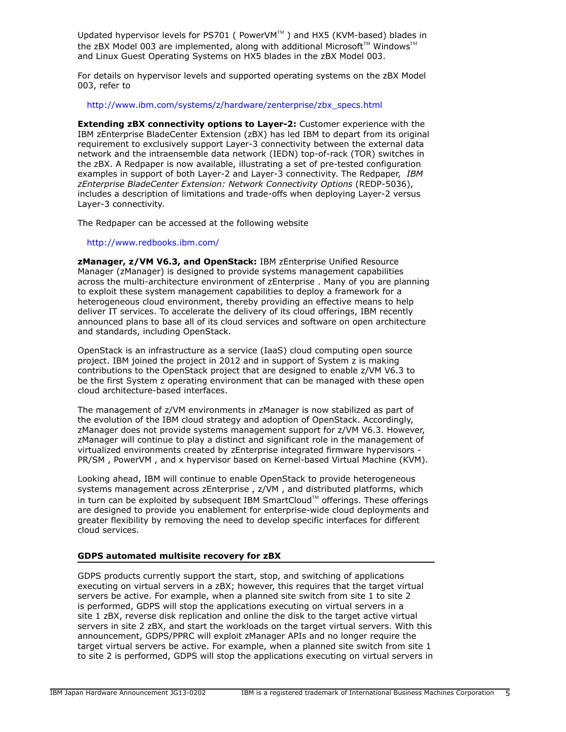Updated hypervisor levels for PS701 ( PowerVM™ ) and HX5 (KVM-based) blades in the zBX Model 003 are implemented, along with additional Microsoft™ Windows™ and Linux Guest Operating Systems on HX5 blades in the zBX Model 003.

For details on hypervisor levels and supported operating systems on the zBX Model 003, refer to

http://www.ibm.com/systems/z/hardware/zenterprise/zbx_specs.html

**Extending zBX connectivity options to Layer-2:** Customer experience with the IBM zEnterprise BladeCenter Extension (zBX) has led IBM to depart from its original requirement to exclusively support Layer-3 connectivity between the external data network and the intraensemble data network (IEDN) top-of-rack (TOR) switches in the zBX. A Redpaper is now available, illustrating a set of pre-tested configuration examples in support of both Layer-2 and Layer-3 connectivity. The Redpaper, *IBM zEnterprise BladeCenter Extension: Network Connectivity Options* (REDP-5036), includes a description of limitations and trade-offs when deploying Layer-2 versus Layer-3 connectivity.

The Redpaper can be accessed at the following website

http://www.redbooks.ibm.com/

**zManager, z/VM V6.3, and OpenStack:** IBM zEnterprise Unified Resource Manager (zManager) is designed to provide systems management capabilities across the multi-architecture environment of zEnterprise . Many of you are planning to exploit these system management capabilities to deploy a framework for a heterogeneous cloud environment, thereby providing an effective means to help deliver IT services. To accelerate the delivery of its cloud offerings, IBM recently announced plans to base all of its cloud services and software on open architecture and standards, including OpenStack.

OpenStack is an infrastructure as a service (IaaS) cloud computing open source project. IBM joined the project in 2012 and in support of System z is making contributions to the OpenStack project that are designed to enable z/VM V6.3 to be the first System z operating environment that can be managed with these open cloud architecture-based interfaces.

The management of z/VM environments in zManager is now stabilized as part of the evolution of the IBM cloud strategy and adoption of OpenStack. Accordingly, zManager does not provide systems management support for z/VM V6.3. However, zManager will continue to play a distinct and significant role in the management of virtualized environments created by zEnterprise integrated firmware hypervisors - PR/SM , PowerVM , and x hypervisor based on Kernel-based Virtual Machine (KVM).

Looking ahead, IBM will continue to enable OpenStack to provide heterogeneous systems management across zEnterprise , z/VM , and distributed platforms, which in turn can be exploited by subsequent IBM SmartCloud™ offerings. These offerings are designed to provide you enablement for enterprise-wide cloud deployments and greater flexibility by removing the need to develop specific interfaces for different cloud services.

## GDPS automated multisite recovery for zBX

GDPS products currently support the start, stop, and switching of applications executing on virtual servers in a zBX; however, this requires that the target virtual servers be active. For example, when a planned site switch from site 1 to site 2 is performed, GDPS will stop the applications executing on virtual servers in a site 1 zBX, reverse disk replication and online the disk to the target active virtual servers in site 2 zBX, and start the workloads on the target virtual servers. With this announcement, GDPS/PPRC will exploit zManager APIs and no longer require the target virtual servers be active. For example, when a planned site switch from site 1 to site 2 is performed, GDPS will stop the applications executing on virtual servers in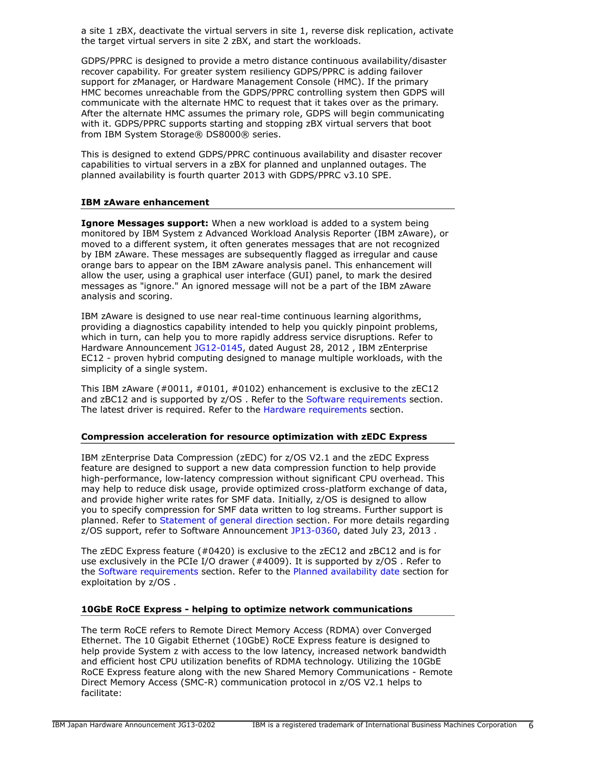a site 1 zBX, deactivate the virtual servers in site 1, reverse disk replication, activate the target virtual servers in site 2 zBX, and start the workloads.

GDPS/PPRC is designed to provide a metro distance continuous availability/disaster recover capability. For greater system resiliency GDPS/PPRC is adding failover support for zManager, or Hardware Management Console (HMC). If the primary HMC becomes unreachable from the GDPS/PPRC controlling system then GDPS will communicate with the alternate HMC to request that it takes over as the primary. After the alternate HMC assumes the primary role, GDPS will begin communicating with it. GDPS/PPRC supports starting and stopping zBX virtual servers that boot from IBM System Storage® DS8000® series.

This is designed to extend GDPS/PPRC continuous availability and disaster recover capabilities to virtual servers in a zBX for planned and unplanned outages. The planned availability is fourth quarter 2013 with GDPS/PPRC v3.10 SPE.

### IBM zAware enhancement

**Ignore Messages support:** When a new workload is added to a system being monitored by IBM System z Advanced Workload Analysis Reporter (IBM zAware), or moved to a different system, it often generates messages that are not recognized by IBM zAware. These messages are subsequently flagged as irregular and cause orange bars to appear on the IBM zAware analysis panel. This enhancement will allow the user, using a graphical user interface (GUI) panel, to mark the desired messages as "ignore." An ignored message will not be a part of the IBM zAware analysis and scoring.

IBM zAware is designed to use near real-time continuous learning algorithms, providing a diagnostics capability intended to help you quickly pinpoint problems, which in turn, can help you to more rapidly address service disruptions. Refer to Hardware Announcement JG12-0145, dated August 28, 2012 , IBM zEnterprise EC12 - proven hybrid computing designed to manage multiple workloads, with the simplicity of a single system.

This IBM zAware (#0011, #0101, #0102) enhancement is exclusive to the zEC12 and zBC12 and is supported by z/OS . Refer to the Software requirements section. The latest driver is required. Refer to the Hardware requirements section.

### Compression acceleration for resource optimization with zEDC Express

IBM zEnterprise Data Compression (zEDC) for z/OS V2.1 and the zEDC Express feature are designed to support a new data compression function to help provide high-performance, low-latency compression without significant CPU overhead. This may help to reduce disk usage, provide optimized cross-platform exchange of data, and provide higher write rates for SMF data. Initially, z/OS is designed to allow you to specify compression for SMF data written to log streams. Further support is planned. Refer to Statement of general direction section. For more details regarding z/OS support, refer to Software Announcement JP13-0360, dated July 23, 2013 .

The zEDC Express feature (#0420) is exclusive to the zEC12 and zBC12 and is for use exclusively in the PCIe I/O drawer (#4009). It is supported by z/OS . Refer to the Software requirements section. Refer to the Planned availability date section for exploitation by z/OS .

### 10GbE RoCE Express - helping to optimize network communications

The term RoCE refers to Remote Direct Memory Access (RDMA) over Converged Ethernet. The 10 Gigabit Ethernet (10GbE) RoCE Express feature is designed to help provide System z with access to the low latency, increased network bandwidth and efficient host CPU utilization benefits of RDMA technology. Utilizing the 10GbE RoCE Express feature along with the new Shared Memory Communications - Remote Direct Memory Access (SMC-R) communication protocol in z/OS V2.1 helps to facilitate: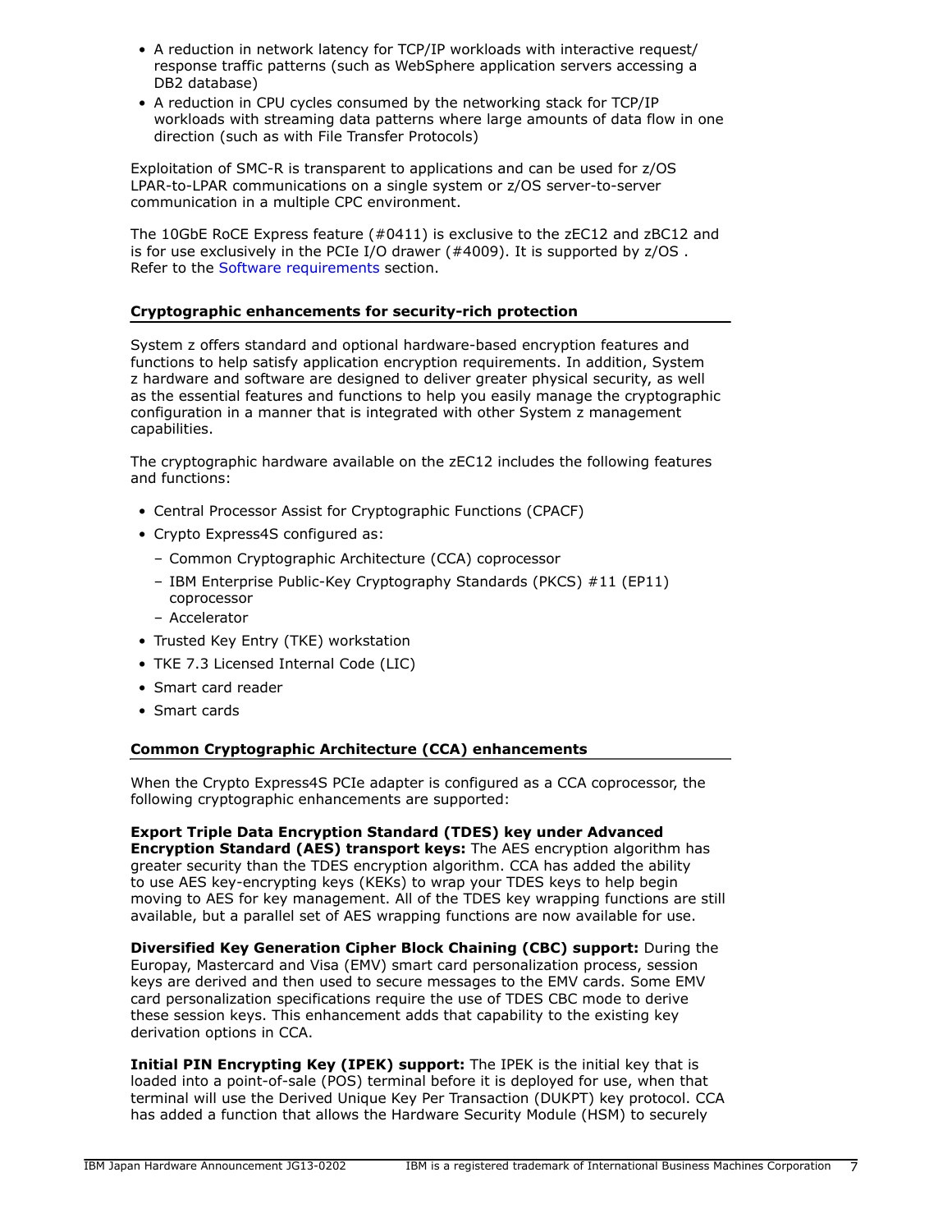- A reduction in network latency for TCP/IP workloads with interactive request/ response traffic patterns (such as WebSphere application servers accessing a DB2 database)
- A reduction in CPU cycles consumed by the networking stack for TCP/IP workloads with streaming data patterns where large amounts of data flow in one direction (such as with File Transfer Protocols)

Exploitation of SMC-R is transparent to applications and can be used for z/OS LPAR-to-LPAR communications on a single system or z/OS server-to-server communication in a multiple CPC environment.

The 10GbE RoCE Express feature (#0411) is exclusive to the zEC12 and zBC12 and is for use exclusively in the PCIe I/O drawer (#4009). It is supported by z/OS . Refer to the Software requirements section.

## Cryptographic enhancements for security-rich protection

System z offers standard and optional hardware-based encryption features and functions to help satisfy application encryption requirements. In addition, System z hardware and software are designed to deliver greater physical security, as well as the essential features and functions to help you easily manage the cryptographic configuration in a manner that is integrated with other System z management capabilities.

The cryptographic hardware available on the zEC12 includes the following features and functions:

- Central Processor Assist for Cryptographic Functions (CPACF)
- Crypto Express4S configured as:
  - Common Cryptographic Architecture (CCA) coprocessor
  - IBM Enterprise Public-Key Cryptography Standards (PKCS) #11 (EP11) coprocessor
  - Accelerator
- Trusted Key Entry (TKE) workstation
- TKE 7.3 Licensed Internal Code (LIC)
- Smart card reader
- Smart cards

## Common Cryptographic Architecture (CCA) enhancements

When the Crypto Express4S PCIe adapter is configured as a CCA coprocessor, the following cryptographic enhancements are supported:

**Export Triple Data Encryption Standard (TDES) key under Advanced Encryption Standard (AES) transport keys:** The AES encryption algorithm has greater security than the TDES encryption algorithm. CCA has added the ability to use AES key-encrypting keys (KEKs) to wrap your TDES keys to help begin moving to AES for key management. All of the TDES key wrapping functions are still available, but a parallel set of AES wrapping functions are now available for use.

**Diversified Key Generation Cipher Block Chaining (CBC) support:** During the Europay, Mastercard and Visa (EMV) smart card personalization process, session keys are derived and then used to secure messages to the EMV cards. Some EMV card personalization specifications require the use of TDES CBC mode to derive these session keys. This enhancement adds that capability to the existing key derivation options in CCA.

**Initial PIN Encrypting Key (IPEK) support:** The IPEK is the initial key that is loaded into a point-of-sale (POS) terminal before it is deployed for use, when that terminal will use the Derived Unique Key Per Transaction (DUKPT) key protocol. CCA has added a function that allows the Hardware Security Module (HSM) to securely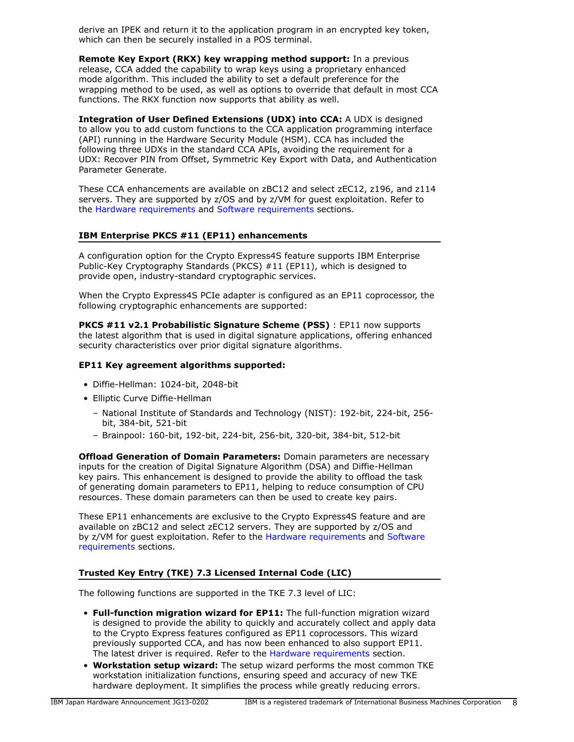derive an IPEK and return it to the application program in an encrypted key token, which can then be securely installed in a POS terminal.

**Remote Key Export (RKX) key wrapping method support:** In a previous release, CCA added the capability to wrap keys using a proprietary enhanced mode algorithm. This included the ability to set a default preference for the wrapping method to be used, as well as options to override that default in most CCA functions. The RKX function now supports that ability as well.

**Integration of User Defined Extensions (UDX) into CCA:** A UDX is designed to allow you to add custom functions to the CCA application programming interface (API) running in the Hardware Security Module (HSM). CCA has included the following three UDXs in the standard CCA APIs, avoiding the requirement for a UDX: Recover PIN from Offset, Symmetric Key Export with Data, and Authentication Parameter Generate.

These CCA enhancements are available on zBC12 and select zEC12, z196, and z114 servers. They are supported by z/OS and by z/VM for guest exploitation. Refer to the Hardware requirements and Software requirements sections.

## IBM Enterprise PKCS #11 (EP11) enhancements

A configuration option for the Crypto Express4S feature supports IBM Enterprise Public-Key Cryptography Standards (PKCS) #11 (EP11), which is designed to provide open, industry-standard cryptographic services.

When the Crypto Express4S PCIe adapter is configured as an EP11 coprocessor, the following cryptographic enhancements are supported:

**PKCS #11 v2.1 Probabilistic Signature Scheme (PSS)** : EP11 now supports the latest algorithm that is used in digital signature applications, offering enhanced security characteristics over prior digital signature algorithms.

**EP11 Key agreement algorithms supported:**

- Diffie-Hellman: 1024-bit, 2048-bit
- Elliptic Curve Diffie-Hellman
  - National Institute of Standards and Technology (NIST): 192-bit, 224-bit, 256-bit, 384-bit, 521-bit
  - Brainpool: 160-bit, 192-bit, 224-bit, 256-bit, 320-bit, 384-bit, 512-bit

**Offload Generation of Domain Parameters:** Domain parameters are necessary inputs for the creation of Digital Signature Algorithm (DSA) and Diffie-Hellman key pairs. This enhancement is designed to provide the ability to offload the task of generating domain parameters to EP11, helping to reduce consumption of CPU resources. These domain parameters can then be used to create key pairs.

These EP11 enhancements are exclusive to the Crypto Express4S feature and are available on zBC12 and select zEC12 servers. They are supported by z/OS and by z/VM for guest exploitation. Refer to the Hardware requirements and Software requirements sections.

## Trusted Key Entry (TKE) 7.3 Licensed Internal Code (LIC)

The following functions are supported in the TKE 7.3 level of LIC:

- **Full-function migration wizard for EP11:** The full-function migration wizard is designed to provide the ability to quickly and accurately collect and apply data to the Crypto Express features configured as EP11 coprocessors. This wizard previously supported CCA, and has now been enhanced to also support EP11. The latest driver is required. Refer to the Hardware requirements section.
- **Workstation setup wizard:** The setup wizard performs the most common TKE workstation initialization functions, ensuring speed and accuracy of new TKE hardware deployment. It simplifies the process while greatly reducing errors.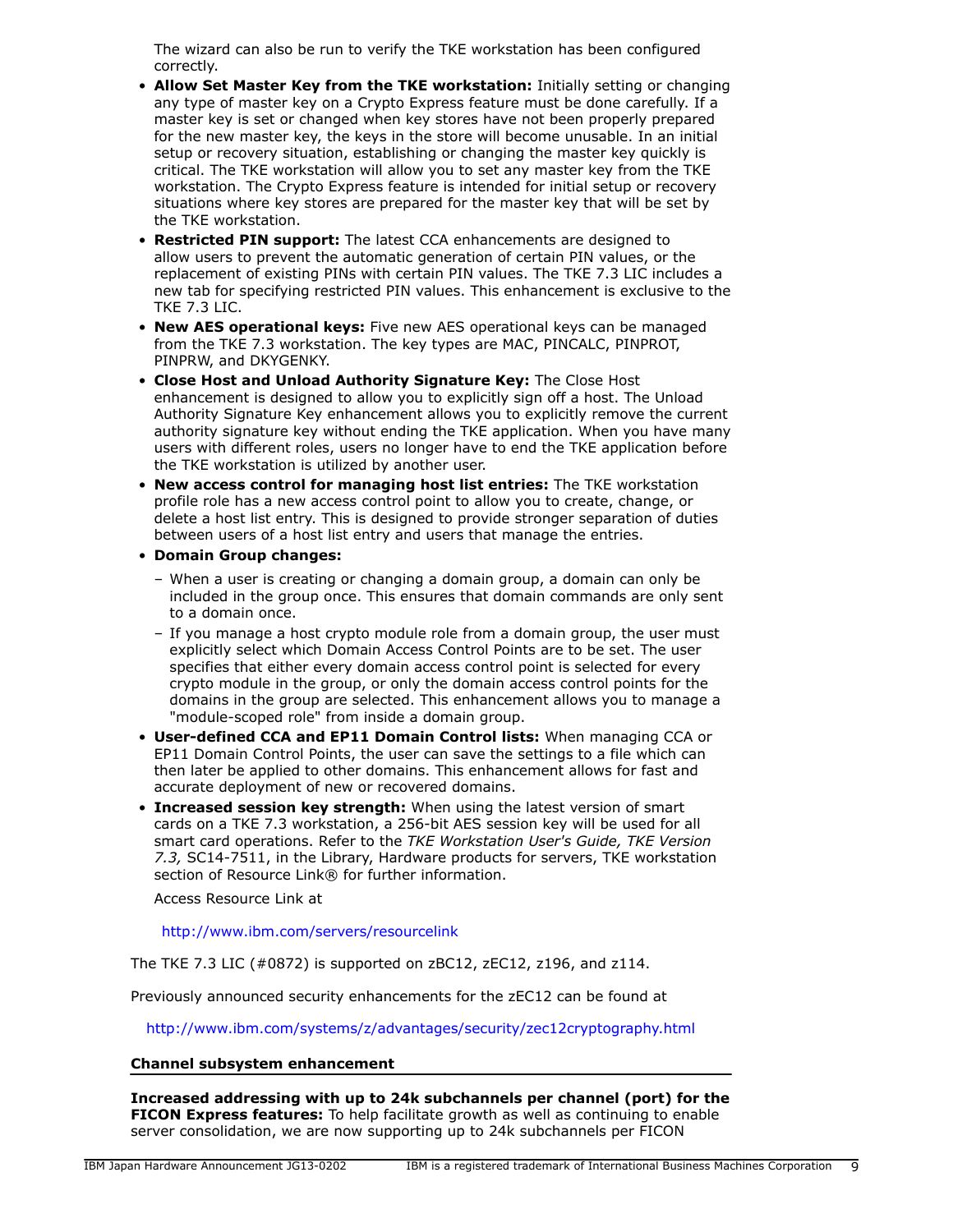The wizard can also be run to verify the TKE workstation has been configured correctly.

- **Allow Set Master Key from the TKE workstation:** Initially setting or changing any type of master key on a Crypto Express feature must be done carefully. If a master key is set or changed when key stores have not been properly prepared for the new master key, the keys in the store will become unusable. In an initial setup or recovery situation, establishing or changing the master key quickly is critical. The TKE workstation will allow you to set any master key from the TKE workstation. The Crypto Express feature is intended for initial setup or recovery situations where key stores are prepared for the master key that will be set by the TKE workstation.
- **Restricted PIN support:** The latest CCA enhancements are designed to allow users to prevent the automatic generation of certain PIN values, or the replacement of existing PINs with certain PIN values. The TKE 7.3 LIC includes a new tab for specifying restricted PIN values. This enhancement is exclusive to the TKE 7.3 LIC.
- **New AES operational keys:** Five new AES operational keys can be managed from the TKE 7.3 workstation. The key types are MAC, PINCALC, PINPROT, PINPRW, and DKYGENKY.
- **Close Host and Unload Authority Signature Key:** The Close Host enhancement is designed to allow you to explicitly sign off a host. The Unload Authority Signature Key enhancement allows you to explicitly remove the current authority signature key without ending the TKE application. When you have many users with different roles, users no longer have to end the TKE application before the TKE workstation is utilized by another user.
- **New access control for managing host list entries:** The TKE workstation profile role has a new access control point to allow you to create, change, or delete a host list entry. This is designed to provide stronger separation of duties between users of a host list entry and users that manage the entries.
- **Domain Group changes:**
  - When a user is creating or changing a domain group, a domain can only be included in the group once. This ensures that domain commands are only sent to a domain once.
  - If you manage a host crypto module role from a domain group, the user must explicitly select which Domain Access Control Points are to be set. The user specifies that either every domain access control point is selected for every crypto module in the group, or only the domain access control points for the domains in the group are selected. This enhancement allows you to manage a "module-scoped role" from inside a domain group.
- **User-defined CCA and EP11 Domain Control lists:** When managing CCA or EP11 Domain Control Points, the user can save the settings to a file which can then later be applied to other domains. This enhancement allows for fast and accurate deployment of new or recovered domains.
- **Increased session key strength:** When using the latest version of smart cards on a TKE 7.3 workstation, a 256-bit AES session key will be used for all smart card operations. Refer to the *TKE Workstation User's Guide, TKE Version 7.3,* SC14-7511, in the Library, Hardware products for servers, TKE workstation section of Resource Link® for further information.

  Access Resource Link at

  http://www.ibm.com/servers/resourcelink

The TKE 7.3 LIC (#0872) is supported on zBC12, zEC12, z196, and z114.

Previously announced security enhancements for the zEC12 can be found at

http://www.ibm.com/systems/z/advantages/security/zec12cryptography.html

### Channel subsystem enhancement

**Increased addressing with up to 24k subchannels per channel (port) for the FICON Express features:** To help facilitate growth as well as continuing to enable server consolidation, we are now supporting up to 24k subchannels per FICON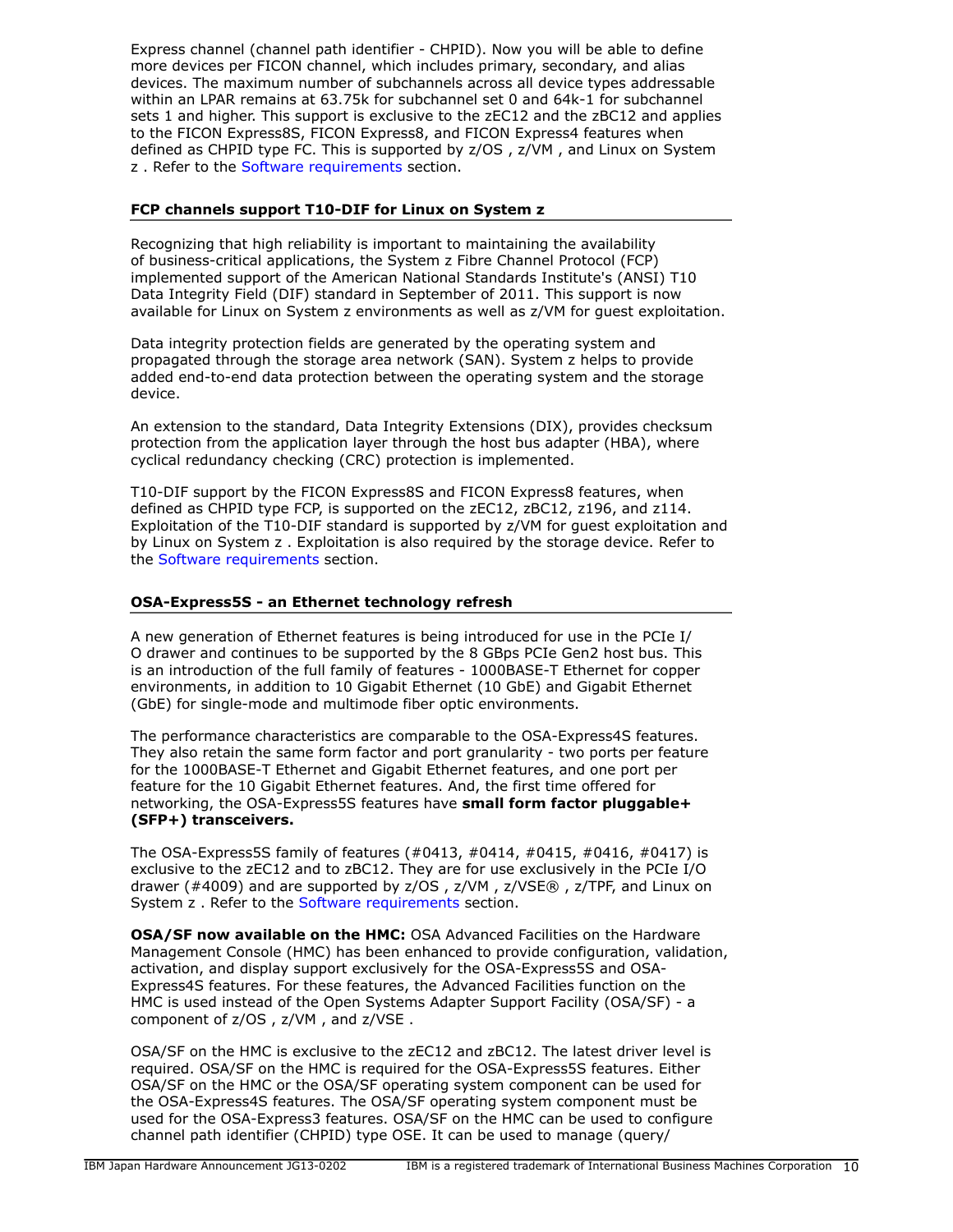Express channel (channel path identifier - CHPID). Now you will be able to define more devices per FICON channel, which includes primary, secondary, and alias devices. The maximum number of subchannels across all device types addressable within an LPAR remains at 63.75k for subchannel set 0 and 64k-1 for subchannel sets 1 and higher. This support is exclusive to the zEC12 and the zBC12 and applies to the FICON Express8S, FICON Express8, and FICON Express4 features when defined as CHPID type FC. This is supported by z/OS , z/VM , and Linux on System z . Refer to the Software requirements section.

## FCP channels support T10-DIF for Linux on System z

Recognizing that high reliability is important to maintaining the availability of business-critical applications, the System z Fibre Channel Protocol (FCP) implemented support of the American National Standards Institute's (ANSI) T10 Data Integrity Field (DIF) standard in September of 2011. This support is now available for Linux on System z environments as well as z/VM for guest exploitation.

Data integrity protection fields are generated by the operating system and propagated through the storage area network (SAN). System z helps to provide added end-to-end data protection between the operating system and the storage device.

An extension to the standard, Data Integrity Extensions (DIX), provides checksum protection from the application layer through the host bus adapter (HBA), where cyclical redundancy checking (CRC) protection is implemented.

T10-DIF support by the FICON Express8S and FICON Express8 features, when defined as CHPID type FCP, is supported on the zEC12, zBC12, z196, and z114. Exploitation of the T10-DIF standard is supported by z/VM for guest exploitation and by Linux on System z . Exploitation is also required by the storage device. Refer to the Software requirements section.

## OSA-Express5S - an Ethernet technology refresh

A new generation of Ethernet features is being introduced for use in the PCIe I/O drawer and continues to be supported by the 8 GBps PCIe Gen2 host bus. This is an introduction of the full family of features - 1000BASE-T Ethernet for copper environments, in addition to 10 Gigabit Ethernet (10 GbE) and Gigabit Ethernet (GbE) for single-mode and multimode fiber optic environments.

The performance characteristics are comparable to the OSA-Express4S features. They also retain the same form factor and port granularity - two ports per feature for the 1000BASE-T Ethernet and Gigabit Ethernet features, and one port per feature for the 10 Gigabit Ethernet features. And, the first time offered for networking, the OSA-Express5S features have **small form factor pluggable+ (SFP+) transceivers.**

The OSA-Express5S family of features (#0413, #0414, #0415, #0416, #0417) is exclusive to the zEC12 and to zBC12. They are for use exclusively in the PCIe I/O drawer (#4009) and are supported by z/OS , z/VM , z/VSE® , z/TPF, and Linux on System z . Refer to the Software requirements section.

**OSA/SF now available on the HMC:** OSA Advanced Facilities on the Hardware Management Console (HMC) has been enhanced to provide configuration, validation, activation, and display support exclusively for the OSA-Express5S and OSA-Express4S features. For these features, the Advanced Facilities function on the HMC is used instead of the Open Systems Adapter Support Facility (OSA/SF) - a component of z/OS , z/VM , and z/VSE .

OSA/SF on the HMC is exclusive to the zEC12 and zBC12. The latest driver level is required. OSA/SF on the HMC is required for the OSA-Express5S features. Either OSA/SF on the HMC or the OSA/SF operating system component can be used for the OSA-Express4S features. The OSA/SF operating system component must be used for the OSA-Express3 features. OSA/SF on the HMC can be used to configure channel path identifier (CHPID) type OSE. It can be used to manage (query/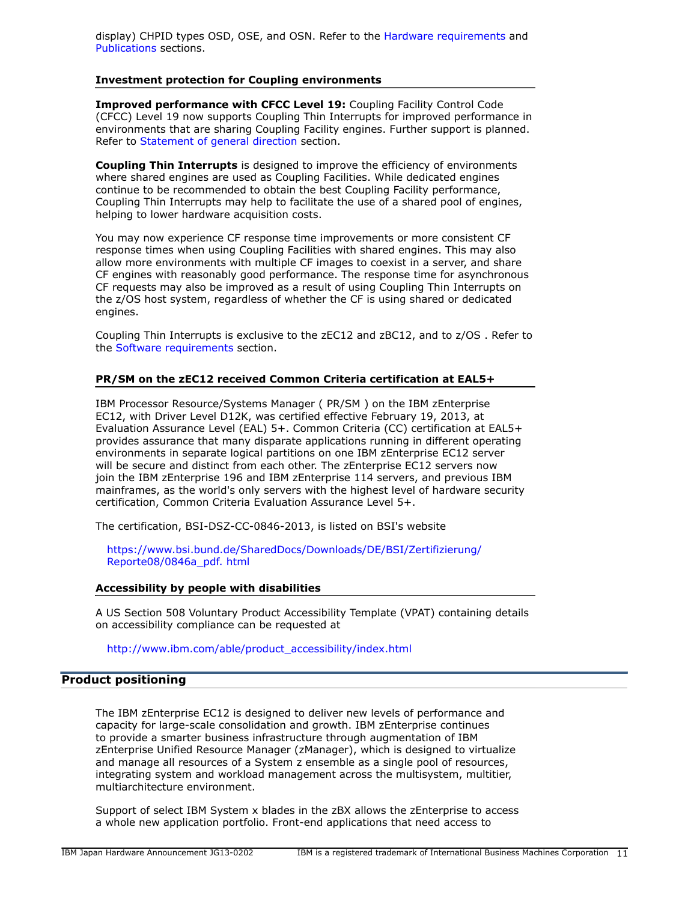display) CHPID types OSD, OSE, and OSN. Refer to the Hardware requirements and Publications sections.

### Investment protection for Coupling environments

**Improved performance with CFCC Level 19:** Coupling Facility Control Code (CFCC) Level 19 now supports Coupling Thin Interrupts for improved performance in environments that are sharing Coupling Facility engines. Further support is planned. Refer to Statement of general direction section.

**Coupling Thin Interrupts** is designed to improve the efficiency of environments where shared engines are used as Coupling Facilities. While dedicated engines continue to be recommended to obtain the best Coupling Facility performance, Coupling Thin Interrupts may help to facilitate the use of a shared pool of engines, helping to lower hardware acquisition costs.

You may now experience CF response time improvements or more consistent CF response times when using Coupling Facilities with shared engines. This may also allow more environments with multiple CF images to coexist in a server, and share CF engines with reasonably good performance. The response time for asynchronous CF requests may also be improved as a result of using Coupling Thin Interrupts on the z/OS host system, regardless of whether the CF is using shared or dedicated engines.

Coupling Thin Interrupts is exclusive to the zEC12 and zBC12, and to z/OS . Refer to the Software requirements section.

### PR/SM on the zEC12 received Common Criteria certification at EAL5+

IBM Processor Resource/Systems Manager ( PR/SM ) on the IBM zEnterprise EC12, with Driver Level D12K, was certified effective February 19, 2013, at Evaluation Assurance Level (EAL) 5+. Common Criteria (CC) certification at EAL5+ provides assurance that many disparate applications running in different operating environments in separate logical partitions on one IBM zEnterprise EC12 server will be secure and distinct from each other. The zEnterprise EC12 servers now join the IBM zEnterprise 196 and IBM zEnterprise 114 servers, and previous IBM mainframes, as the world's only servers with the highest level of hardware security certification, Common Criteria Evaluation Assurance Level 5+.

The certification, BSI-DSZ-CC-0846-2013, is listed on BSI's website

https://www.bsi.bund.de/SharedDocs/Downloads/DE/BSI/Zertifizierung/Reporte08/0846a_pdf. html

### Accessibility by people with disabilities

A US Section 508 Voluntary Product Accessibility Template (VPAT) containing details on accessibility compliance can be requested at

http://www.ibm.com/able/product_accessibility/index.html

## Product positioning

The IBM zEnterprise EC12 is designed to deliver new levels of performance and capacity for large-scale consolidation and growth. IBM zEnterprise continues to provide a smarter business infrastructure through augmentation of IBM zEnterprise Unified Resource Manager (zManager), which is designed to virtualize and manage all resources of a System z ensemble as a single pool of resources, integrating system and workload management across the multisystem, multitier, multiarchitecture environment.

Support of select IBM System x blades in the zBX allows the zEnterprise to access a whole new application portfolio. Front-end applications that need access to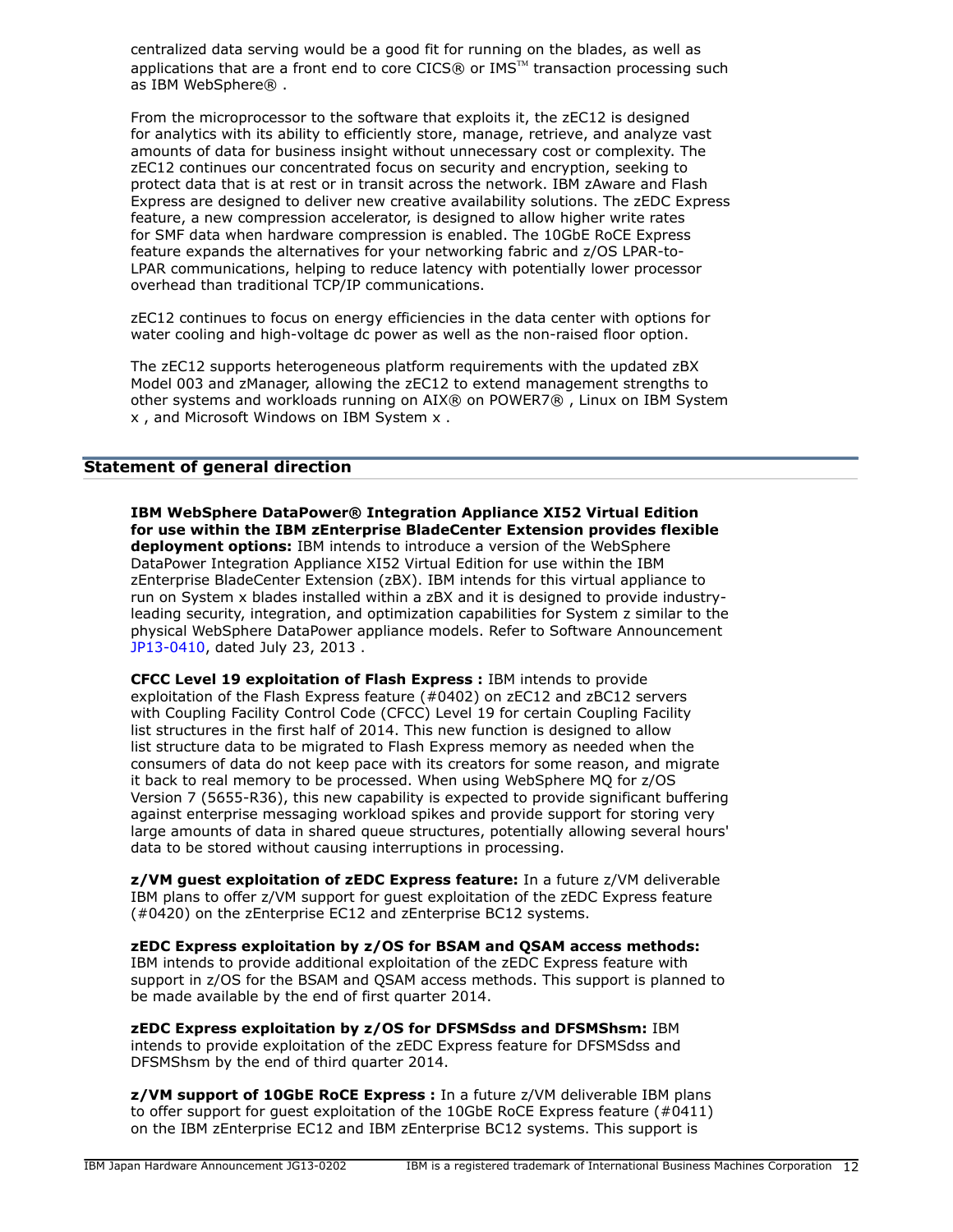centralized data serving would be a good fit for running on the blades, as well as applications that are a front end to core CICS® or IMS™ transaction processing such as IBM WebSphere® .

From the microprocessor to the software that exploits it, the zEC12 is designed for analytics with its ability to efficiently store, manage, retrieve, and analyze vast amounts of data for business insight without unnecessary cost or complexity. The zEC12 continues our concentrated focus on security and encryption, seeking to protect data that is at rest or in transit across the network. IBM zAware and Flash Express are designed to deliver new creative availability solutions. The zEDC Express feature, a new compression accelerator, is designed to allow higher write rates for SMF data when hardware compression is enabled. The 10GbE RoCE Express feature expands the alternatives for your networking fabric and z/OS LPAR-to-LPAR communications, helping to reduce latency with potentially lower processor overhead than traditional TCP/IP communications.

zEC12 continues to focus on energy efficiencies in the data center with options for water cooling and high-voltage dc power as well as the non-raised floor option.

The zEC12 supports heterogeneous platform requirements with the updated zBX Model 003 and zManager, allowing the zEC12 to extend management strengths to other systems and workloads running on AIX® on POWER7® , Linux on IBM System x , and Microsoft Windows on IBM System x .

## Statement of general direction

**IBM WebSphere DataPower® Integration Appliance XI52 Virtual Edition for use within the IBM zEnterprise BladeCenter Extension provides flexible deployment options:** IBM intends to introduce a version of the WebSphere DataPower Integration Appliance XI52 Virtual Edition for use within the IBM zEnterprise BladeCenter Extension (zBX). IBM intends for this virtual appliance to run on System x blades installed within a zBX and it is designed to provide industry-leading security, integration, and optimization capabilities for System z similar to the physical WebSphere DataPower appliance models. Refer to Software Announcement JP13-0410, dated July 23, 2013 .

**CFCC Level 19 exploitation of Flash Express :** IBM intends to provide exploitation of the Flash Express feature (#0402) on zEC12 and zBC12 servers with Coupling Facility Control Code (CFCC) Level 19 for certain Coupling Facility list structures in the first half of 2014. This new function is designed to allow list structure data to be migrated to Flash Express memory as needed when the consumers of data do not keep pace with its creators for some reason, and migrate it back to real memory to be processed. When using WebSphere MQ for z/OS Version 7 (5655-R36), this new capability is expected to provide significant buffering against enterprise messaging workload spikes and provide support for storing very large amounts of data in shared queue structures, potentially allowing several hours' data to be stored without causing interruptions in processing.

**z/VM guest exploitation of zEDC Express feature:** In a future z/VM deliverable IBM plans to offer z/VM support for guest exploitation of the zEDC Express feature (#0420) on the zEnterprise EC12 and zEnterprise BC12 systems.

**zEDC Express exploitation by z/OS for BSAM and QSAM access methods:** IBM intends to provide additional exploitation of the zEDC Express feature with support in z/OS for the BSAM and QSAM access methods. This support is planned to be made available by the end of first quarter 2014.

**zEDC Express exploitation by z/OS for DFSMSdss and DFSMShsm:** IBM intends to provide exploitation of the zEDC Express feature for DFSMSdss and DFSMShsm by the end of third quarter 2014.

**z/VM support of 10GbE RoCE Express :** In a future z/VM deliverable IBM plans to offer support for guest exploitation of the 10GbE RoCE Express feature (#0411) on the IBM zEnterprise EC12 and IBM zEnterprise BC12 systems. This support is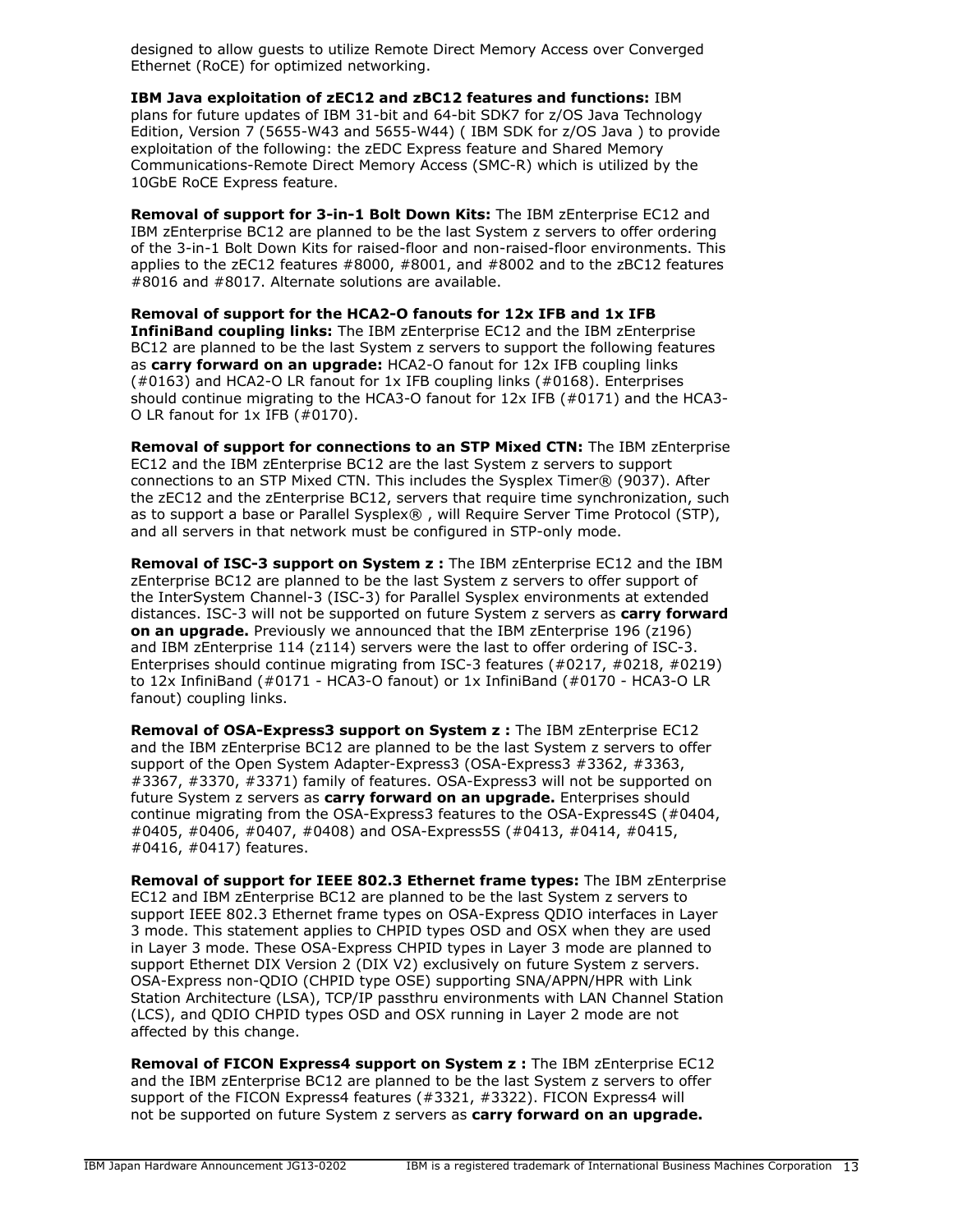designed to allow guests to utilize Remote Direct Memory Access over Converged Ethernet (RoCE) for optimized networking.

**IBM Java exploitation of zEC12 and zBC12 features and functions:** IBM plans for future updates of IBM 31-bit and 64-bit SDK7 for z/OS Java Technology Edition, Version 7 (5655-W43 and 5655-W44) ( IBM SDK for z/OS Java ) to provide exploitation of the following: the zEDC Express feature and Shared Memory Communications-Remote Direct Memory Access (SMC-R) which is utilized by the 10GbE RoCE Express feature.

**Removal of support for 3-in-1 Bolt Down Kits:** The IBM zEnterprise EC12 and IBM zEnterprise BC12 are planned to be the last System z servers to offer ordering of the 3-in-1 Bolt Down Kits for raised-floor and non-raised-floor environments. This applies to the zEC12 features #8000, #8001, and #8002 and to the zBC12 features #8016 and #8017. Alternate solutions are available.

**Removal of support for the HCA2-O fanouts for 12x IFB and 1x IFB InfiniBand coupling links:** The IBM zEnterprise EC12 and the IBM zEnterprise BC12 are planned to be the last System z servers to support the following features as **carry forward on an upgrade:** HCA2-O fanout for 12x IFB coupling links (#0163) and HCA2-O LR fanout for 1x IFB coupling links (#0168). Enterprises should continue migrating to the HCA3-O fanout for 12x IFB (#0171) and the HCA3-O LR fanout for 1x IFB (#0170).

**Removal of support for connections to an STP Mixed CTN:** The IBM zEnterprise EC12 and the IBM zEnterprise BC12 are the last System z servers to support connections to an STP Mixed CTN. This includes the Sysplex Timer® (9037). After the zEC12 and the zEnterprise BC12, servers that require time synchronization, such as to support a base or Parallel Sysplex® , will Require Server Time Protocol (STP), and all servers in that network must be configured in STP-only mode.

**Removal of ISC-3 support on System z :** The IBM zEnterprise EC12 and the IBM zEnterprise BC12 are planned to be the last System z servers to offer support of the InterSystem Channel-3 (ISC-3) for Parallel Sysplex environments at extended distances. ISC-3 will not be supported on future System z servers as **carry forward on an upgrade.** Previously we announced that the IBM zEnterprise 196 (z196) and IBM zEnterprise 114 (z114) servers were the last to offer ordering of ISC-3. Enterprises should continue migrating from ISC-3 features (#0217, #0218, #0219) to 12x InfiniBand (#0171 - HCA3-O fanout) or 1x InfiniBand (#0170 - HCA3-O LR fanout) coupling links.

**Removal of OSA-Express3 support on System z :** The IBM zEnterprise EC12 and the IBM zEnterprise BC12 are planned to be the last System z servers to offer support of the Open System Adapter-Express3 (OSA-Express3 #3362, #3363, #3367, #3370, #3371) family of features. OSA-Express3 will not be supported on future System z servers as **carry forward on an upgrade.** Enterprises should continue migrating from the OSA-Express3 features to the OSA-Express4S (#0404, #0405, #0406, #0407, #0408) and OSA-Express5S (#0413, #0414, #0415, #0416, #0417) features.

**Removal of support for IEEE 802.3 Ethernet frame types:** The IBM zEnterprise EC12 and IBM zEnterprise BC12 are planned to be the last System z servers to support IEEE 802.3 Ethernet frame types on OSA-Express QDIO interfaces in Layer 3 mode. This statement applies to CHPID types OSD and OSX when they are used in Layer 3 mode. These OSA-Express CHPID types in Layer 3 mode are planned to support Ethernet DIX Version 2 (DIX V2) exclusively on future System z servers. OSA-Express non-QDIO (CHPID type OSE) supporting SNA/APPN/HPR with Link Station Architecture (LSA), TCP/IP passthru environments with LAN Channel Station (LCS), and QDIO CHPID types OSD and OSX running in Layer 2 mode are not affected by this change.

**Removal of FICON Express4 support on System z :** The IBM zEnterprise EC12 and the IBM zEnterprise BC12 are planned to be the last System z servers to offer support of the FICON Express4 features (#3321, #3322). FICON Express4 will not be supported on future System z servers as **carry forward on an upgrade.**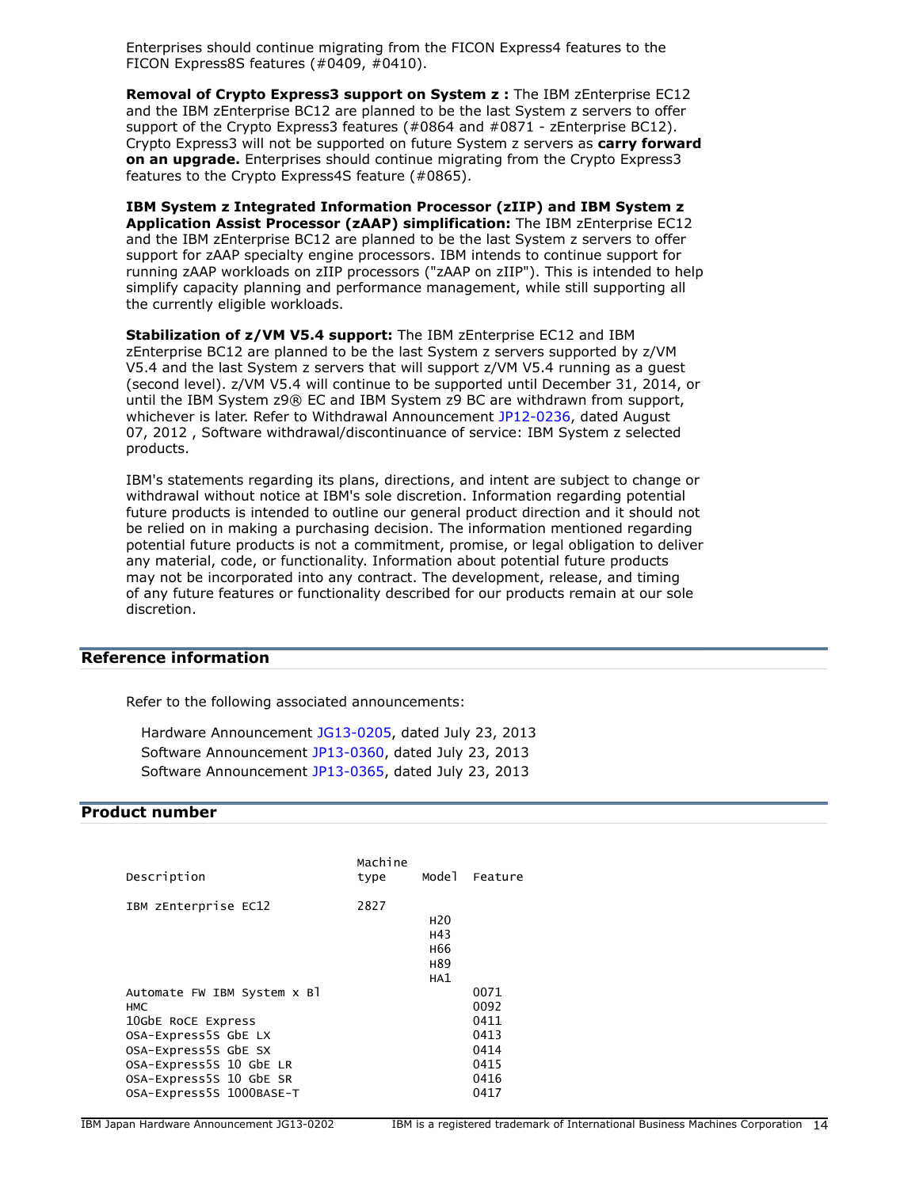Enterprises should continue migrating from the FICON Express4 features to the FICON Express8S features (#0409, #0410).

**Removal of Crypto Express3 support on System z :** The IBM zEnterprise EC12 and the IBM zEnterprise BC12 are planned to be the last System z servers to offer support of the Crypto Express3 features (#0864 and #0871 - zEnterprise BC12). Crypto Express3 will not be supported on future System z servers as **carry forward on an upgrade.** Enterprises should continue migrating from the Crypto Express3 features to the Crypto Express4S feature (#0865).

**IBM System z Integrated Information Processor (zIIP) and IBM System z Application Assist Processor (zAAP) simplification:** The IBM zEnterprise EC12 and the IBM zEnterprise BC12 are planned to be the last System z servers to offer support for zAAP specialty engine processors. IBM intends to continue support for running zAAP workloads on zIIP processors ("zAAP on zIIP"). This is intended to help simplify capacity planning and performance management, while still supporting all the currently eligible workloads.

**Stabilization of z/VM V5.4 support:** The IBM zEnterprise EC12 and IBM zEnterprise BC12 are planned to be the last System z servers supported by z/VM V5.4 and the last System z servers that will support z/VM V5.4 running as a guest (second level). z/VM V5.4 will continue to be supported until December 31, 2014, or until the IBM System z9® EC and IBM System z9 BC are withdrawn from support, whichever is later. Refer to Withdrawal Announcement JP12-0236, dated August 07, 2012 , Software withdrawal/discontinuance of service: IBM System z selected products.

IBM's statements regarding its plans, directions, and intent are subject to change or withdrawal without notice at IBM's sole discretion. Information regarding potential future products is intended to outline our general product direction and it should not be relied on in making a purchasing decision. The information mentioned regarding potential future products is not a commitment, promise, or legal obligation to deliver any material, code, or functionality. Information about potential future products may not be incorporated into any contract. The development, release, and timing of any future features or functionality described for our products remain at our sole discretion.

## Reference information

Refer to the following associated announcements:

Hardware Announcement JG13-0205, dated July 23, 2013
Software Announcement JP13-0360, dated July 23, 2013
Software Announcement JP13-0365, dated July 23, 2013

## Product number

| Description | Machine type | Model | Feature |
|---|---|---|---|
| IBM zEnterprise EC12 | 2827 | | |
| | | H20 | |
| | | H43 | |
| | | H66 | |
| | | H89 | |
| | | HA1 | |
| Automate FW IBM System x Bl | | | 0071 |
| HMC | | | 0092 |
| 10GbE RoCE Express | | | 0411 |
| OSA-Express5S GbE LX | | | 0413 |
| OSA-Express5S GbE SX | | | 0414 |
| OSA-Express5S 10 GbE LR | | | 0415 |
| OSA-Express5S 10 GbE SR | | | 0416 |
| OSA-Express5S 1000BASE-T | | | 0417 |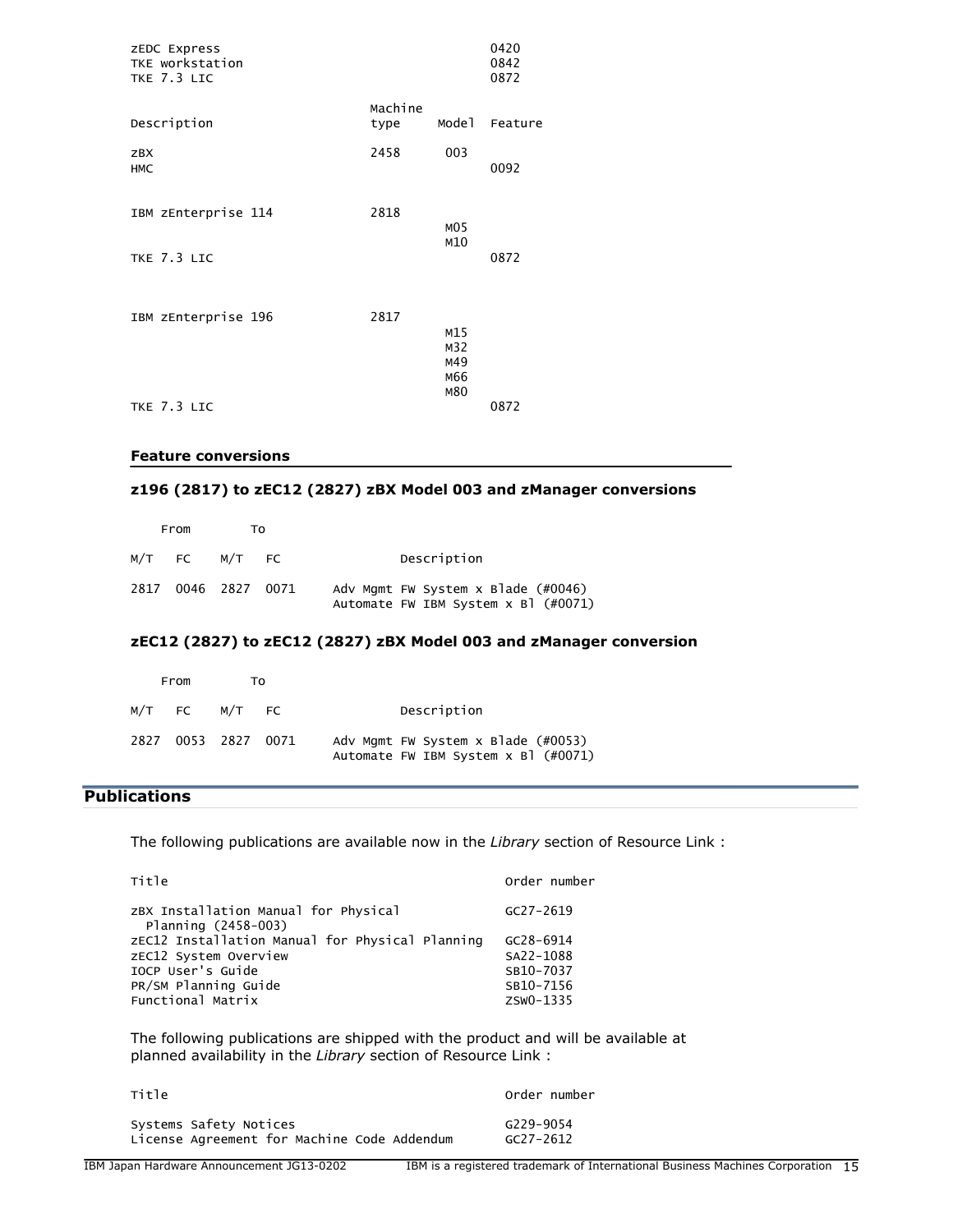| | | | |
|---|---|---|---|
| zEDC Express | | | 0420 |
| TKE workstation | | | 0842 |
| TKE 7.3 LIC | | | 0872 |

| Description | Machine type | Model | Feature |
|---|---|---|---|
| zBX | 2458 | 003 | |
| HMC | | | 0092 |
| IBM zEnterprise 114 | 2818 | | |
| | | M05 | |
| | | M10 | |
| TKE 7.3 LIC | | | 0872 |
| IBM zEnterprise 196 | 2817 | | |
| | | M15 | |
| | | M32 | |
| | | M49 | |
| | | M66 | |
| | | M80 | |
| TKE 7.3 LIC | | | 0872 |

**Feature conversions**

**z196 (2817) to zEC12 (2827) zBX Model 003 and zManager conversions**

| From | | To | | |
|---|---|---|---|---|
| M/T | FC | M/T | FC | Description |
| 2817 | 0046 | 2827 | 0071 | Adv Mgmt FW System x Blade (#0046) Automate FW IBM System x Bl (#0071) |

**zEC12 (2827) to zEC12 (2827) zBX Model 003 and zManager conversion**

| From | | To | | |
|---|---|---|---|---|
| M/T | FC | M/T | FC | Description |
| 2827 | 0053 | 2827 | 0071 | Adv Mgmt FW System x Blade (#0053) Automate FW IBM System x Bl (#0071) |

## Publications

The following publications are available now in the *Library* section of Resource Link :

| Title | Order number |
|---|---|
| zBX Installation Manual for Physical Planning (2458-003) | GC27-2619 |
| zEC12 Installation Manual for Physical Planning | GC28-6914 |
| zEC12 System Overview | SA22-1088 |
| IOCP User's Guide | SB10-7037 |
| PR/SM Planning Guide | SB10-7156 |
| Functional Matrix | ZSW0-1335 |

The following publications are shipped with the product and will be available at planned availability in the *Library* section of Resource Link :

| Title | Order number |
|---|---|
| Systems Safety Notices | G229-9054 |
| License Agreement for Machine Code Addendum | GC27-2612 |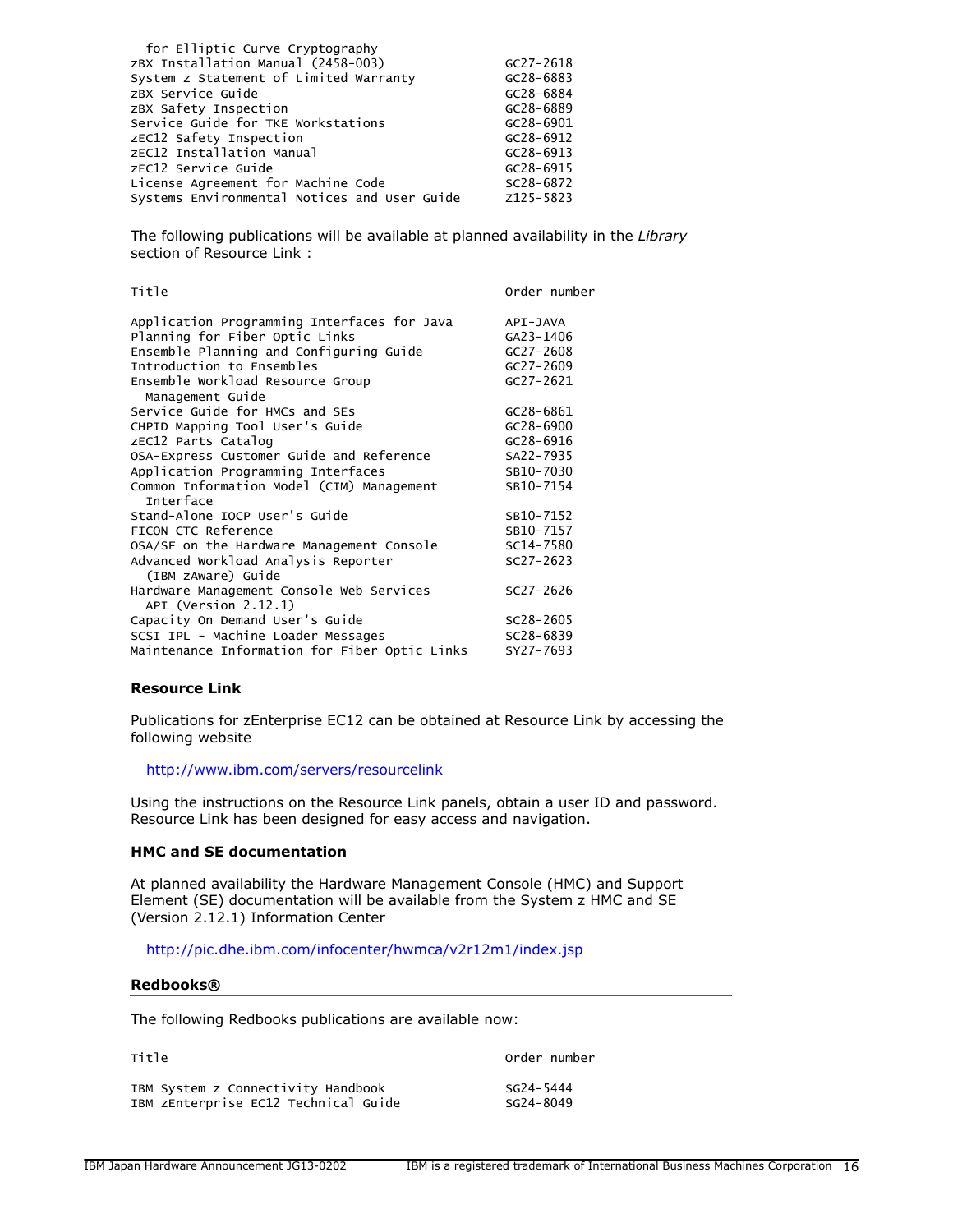| | |
|---|---|
| for Elliptic Curve Cryptography | |
| zBX Installation Manual (2458-003) | GC27-2618 |
| System z Statement of Limited Warranty | GC28-6883 |
| zBX Service Guide | GC28-6884 |
| zBX Safety Inspection | GC28-6889 |
| Service Guide for TKE Workstations | GC28-6901 |
| zEC12 Safety Inspection | GC28-6912 |
| zEC12 Installation Manual | GC28-6913 |
| zEC12 Service Guide | GC28-6915 |
| License Agreement for Machine Code | SC28-6872 |
| Systems Environmental Notices and User Guide | Z125-5823 |

The following publications will be available at planned availability in the *Library* section of Resource Link :

| Title | Order number |
|---|---|
| Application Programming Interfaces for Java | API-JAVA |
| Planning for Fiber Optic Links | GA23-1406 |
| Ensemble Planning and Configuring Guide | GC27-2608 |
| Introduction to Ensembles | GC27-2609 |
| Ensemble Workload Resource Group Management Guide | GC27-2621 |
| Service Guide for HMCs and SEs | GC28-6861 |
| CHPID Mapping Tool User's Guide | GC28-6900 |
| zEC12 Parts Catalog | GC28-6916 |
| OSA-Express Customer Guide and Reference | SA22-7935 |
| Application Programming Interfaces | SB10-7030 |
| Common Information Model (CIM) Management Interface | SB10-7154 |
| Stand-Alone IOCP User's Guide | SB10-7152 |
| FICON CTC Reference | SB10-7157 |
| OSA/SF on the Hardware Management Console | SC14-7580 |
| Advanced Workload Analysis Reporter (IBM zAware) Guide | SC27-2623 |
| Hardware Management Console Web Services API (Version 2.12.1) | SC27-2626 |
| Capacity On Demand User's Guide | SC28-2605 |
| SCSI IPL - Machine Loader Messages | SC28-6839 |
| Maintenance Information for Fiber Optic Links | SY27-7693 |

**Resource Link**

Publications for zEnterprise EC12 can be obtained at Resource Link by accessing the following website

http://www.ibm.com/servers/resourcelink

Using the instructions on the Resource Link panels, obtain a user ID and password. Resource Link has been designed for easy access and navigation.

**HMC and SE documentation**

At planned availability the Hardware Management Console (HMC) and Support Element (SE) documentation will be available from the System z HMC and SE (Version 2.12.1) Information Center

http://pic.dhe.ibm.com/infocenter/hwmca/v2r12m1/index.jsp

## Redbooks®

The following Redbooks publications are available now:

| Title | Order number |
|---|---|
| IBM System z Connectivity Handbook | SG24-5444 |
| IBM zEnterprise EC12 Technical Guide | SG24-8049 |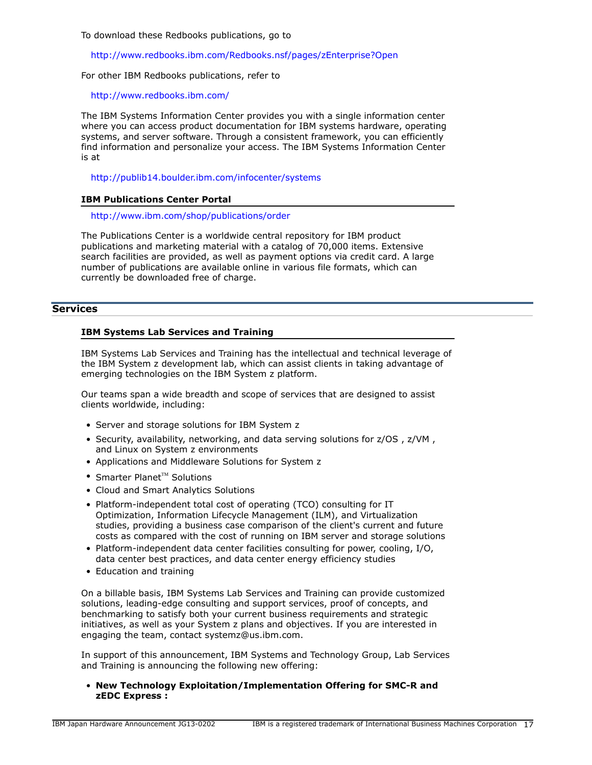To download these Redbooks publications, go to

http://www.redbooks.ibm.com/Redbooks.nsf/pages/zEnterprise?Open

For other IBM Redbooks publications, refer to

http://www.redbooks.ibm.com/

The IBM Systems Information Center provides you with a single information center where you can access product documentation for IBM systems hardware, operating systems, and server software. Through a consistent framework, you can efficiently find information and personalize your access. The IBM Systems Information Center is at

http://publib14.boulder.ibm.com/infocenter/systems

### IBM Publications Center Portal

http://www.ibm.com/shop/publications/order

The Publications Center is a worldwide central repository for IBM product publications and marketing material with a catalog of 70,000 items. Extensive search facilities are provided, as well as payment options via credit card. A large number of publications are available online in various file formats, which can currently be downloaded free of charge.

## Services

### IBM Systems Lab Services and Training

IBM Systems Lab Services and Training has the intellectual and technical leverage of the IBM System z development lab, which can assist clients in taking advantage of emerging technologies on the IBM System z platform.

Our teams span a wide breadth and scope of services that are designed to assist clients worldwide, including:

- Server and storage solutions for IBM System z
- Security, availability, networking, and data serving solutions for z/OS , z/VM , and Linux on System z environments
- Applications and Middleware Solutions for System z
- Smarter Planet™ Solutions
- Cloud and Smart Analytics Solutions
- Platform-independent total cost of operating (TCO) consulting for IT Optimization, Information Lifecycle Management (ILM), and Virtualization studies, providing a business case comparison of the client's current and future costs as compared with the cost of running on IBM server and storage solutions
- Platform-independent data center facilities consulting for power, cooling, I/O, data center best practices, and data center energy efficiency studies
- Education and training

On a billable basis, IBM Systems Lab Services and Training can provide customized solutions, leading-edge consulting and support services, proof of concepts, and benchmarking to satisfy both your current business requirements and strategic initiatives, as well as your System z plans and objectives. If you are interested in engaging the team, contact systemz@us.ibm.com.

In support of this announcement, IBM Systems and Technology Group, Lab Services and Training is announcing the following new offering:

- **New Technology Exploitation/Implementation Offering for SMC-R and zEDC Express :**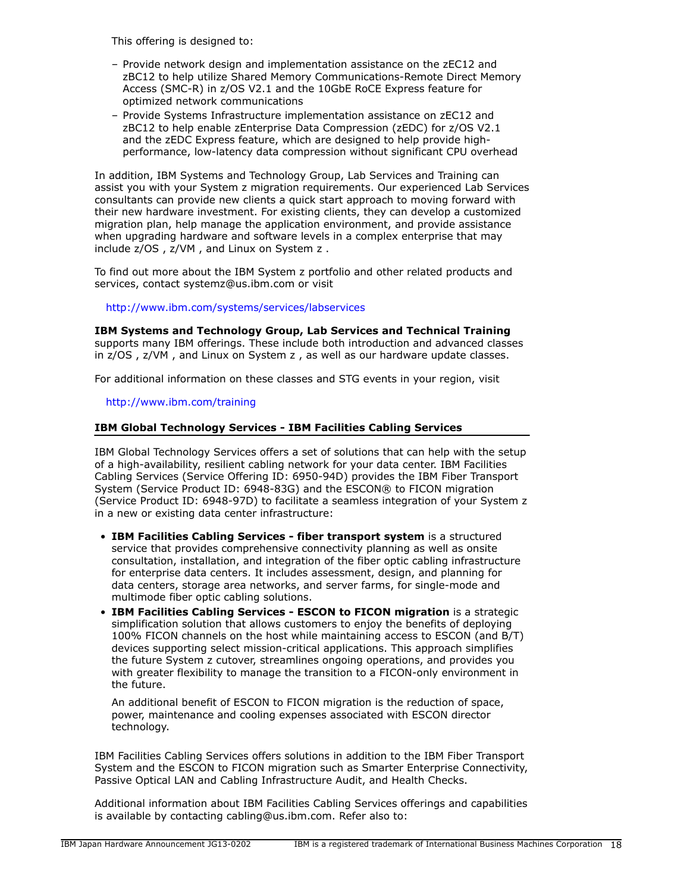This offering is designed to:

- Provide network design and implementation assistance on the zEC12 and zBC12 to help utilize Shared Memory Communications-Remote Direct Memory Access (SMC-R) in z/OS V2.1 and the 10GbE RoCE Express feature for optimized network communications
- Provide Systems Infrastructure implementation assistance on zEC12 and zBC12 to help enable zEnterprise Data Compression (zEDC) for z/OS V2.1 and the zEDC Express feature, which are designed to help provide high-performance, low-latency data compression without significant CPU overhead

In addition, IBM Systems and Technology Group, Lab Services and Training can assist you with your System z migration requirements. Our experienced Lab Services consultants can provide new clients a quick start approach to moving forward with their new hardware investment. For existing clients, they can develop a customized migration plan, help manage the application environment, and provide assistance when upgrading hardware and software levels in a complex enterprise that may include z/OS , z/VM , and Linux on System z .

To find out more about the IBM System z portfolio and other related products and services, contact systemz@us.ibm.com or visit

http://www.ibm.com/systems/services/labservices

**IBM Systems and Technology Group, Lab Services and Technical Training** supports many IBM offerings. These include both introduction and advanced classes in z/OS , z/VM , and Linux on System z , as well as our hardware update classes.

For additional information on these classes and STG events in your region, visit

http://www.ibm.com/training

### IBM Global Technology Services - IBM Facilities Cabling Services

IBM Global Technology Services offers a set of solutions that can help with the setup of a high-availability, resilient cabling network for your data center. IBM Facilities Cabling Services (Service Offering ID: 6950-94D) provides the IBM Fiber Transport System (Service Product ID: 6948-83G) and the ESCON® to FICON migration (Service Product ID: 6948-97D) to facilitate a seamless integration of your System z in a new or existing data center infrastructure:

- **IBM Facilities Cabling Services - fiber transport system** is a structured service that provides comprehensive connectivity planning as well as onsite consultation, installation, and integration of the fiber optic cabling infrastructure for enterprise data centers. It includes assessment, design, and planning for data centers, storage area networks, and server farms, for single-mode and multimode fiber optic cabling solutions.
- **IBM Facilities Cabling Services - ESCON to FICON migration** is a strategic simplification solution that allows customers to enjoy the benefits of deploying 100% FICON channels on the host while maintaining access to ESCON (and B/T) devices supporting select mission-critical applications. This approach simplifies the future System z cutover, streamlines ongoing operations, and provides you with greater flexibility to manage the transition to a FICON-only environment in the future.

  An additional benefit of ESCON to FICON migration is the reduction of space, power, maintenance and cooling expenses associated with ESCON director technology.

IBM Facilities Cabling Services offers solutions in addition to the IBM Fiber Transport System and the ESCON to FICON migration such as Smarter Enterprise Connectivity, Passive Optical LAN and Cabling Infrastructure Audit, and Health Checks.

Additional information about IBM Facilities Cabling Services offerings and capabilities is available by contacting cabling@us.ibm.com. Refer also to: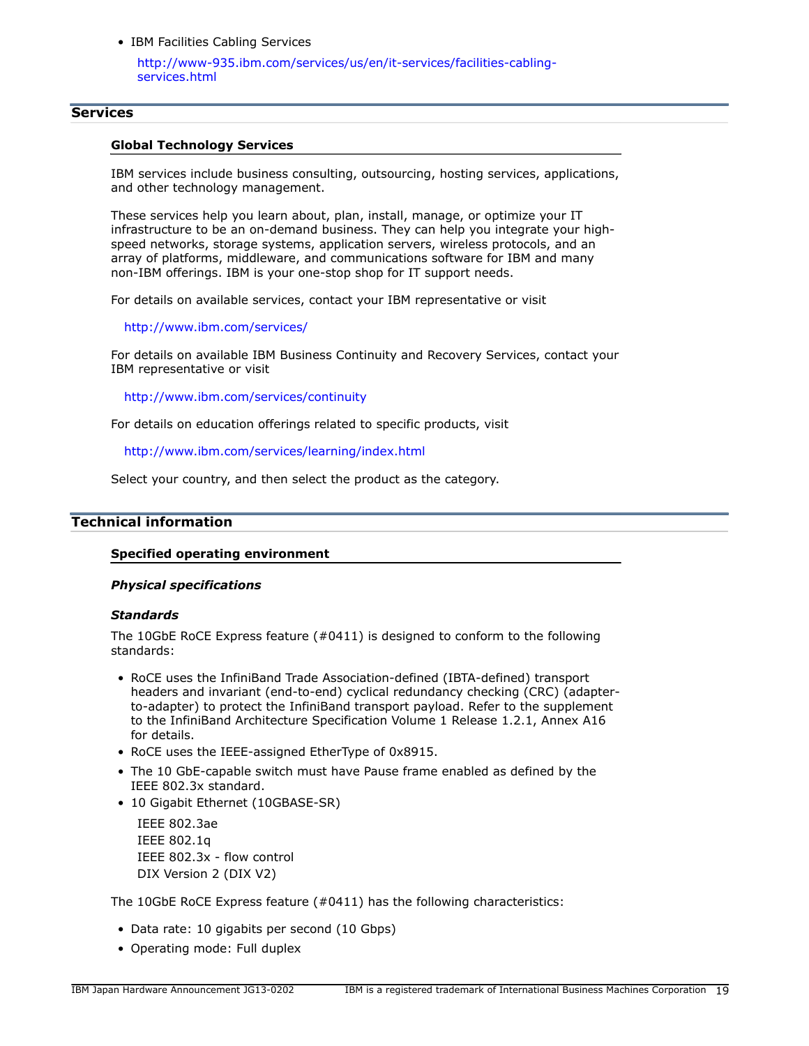- IBM Facilities Cabling Services

  http://www-935.ibm.com/services/us/en/it-services/facilities-cabling-services.html

## Services

### Global Technology Services

IBM services include business consulting, outsourcing, hosting services, applications, and other technology management.

These services help you learn about, plan, install, manage, or optimize your IT infrastructure to be an on-demand business. They can help you integrate your high-speed networks, storage systems, application servers, wireless protocols, and an array of platforms, middleware, and communications software for IBM and many non-IBM offerings. IBM is your one-stop shop for IT support needs.

For details on available services, contact your IBM representative or visit

http://www.ibm.com/services/

For details on available IBM Business Continuity and Recovery Services, contact your IBM representative or visit

http://www.ibm.com/services/continuity

For details on education offerings related to specific products, visit

http://www.ibm.com/services/learning/index.html

Select your country, and then select the product as the category.

## Technical information

### Specified operating environment

***Physical specifications***

***Standards***

The 10GbE RoCE Express feature (#0411) is designed to conform to the following standards:

- RoCE uses the InfiniBand Trade Association-defined (IBTA-defined) transport headers and invariant (end-to-end) cyclical redundancy checking (CRC) (adapter-to-adapter) to protect the InfiniBand transport payload. Refer to the supplement to the InfiniBand Architecture Specification Volume 1 Release 1.2.1, Annex A16 for details.
- RoCE uses the IEEE-assigned EtherType of 0x8915.
- The 10 GbE-capable switch must have Pause frame enabled as defined by the IEEE 802.3x standard.
- 10 Gigabit Ethernet (10GBASE-SR)

  IEEE 802.3ae
  IEEE 802.1q
  IEEE 802.3x - flow control
  DIX Version 2 (DIX V2)

The 10GbE RoCE Express feature (#0411) has the following characteristics:

- Data rate: 10 gigabits per second (10 Gbps)
- Operating mode: Full duplex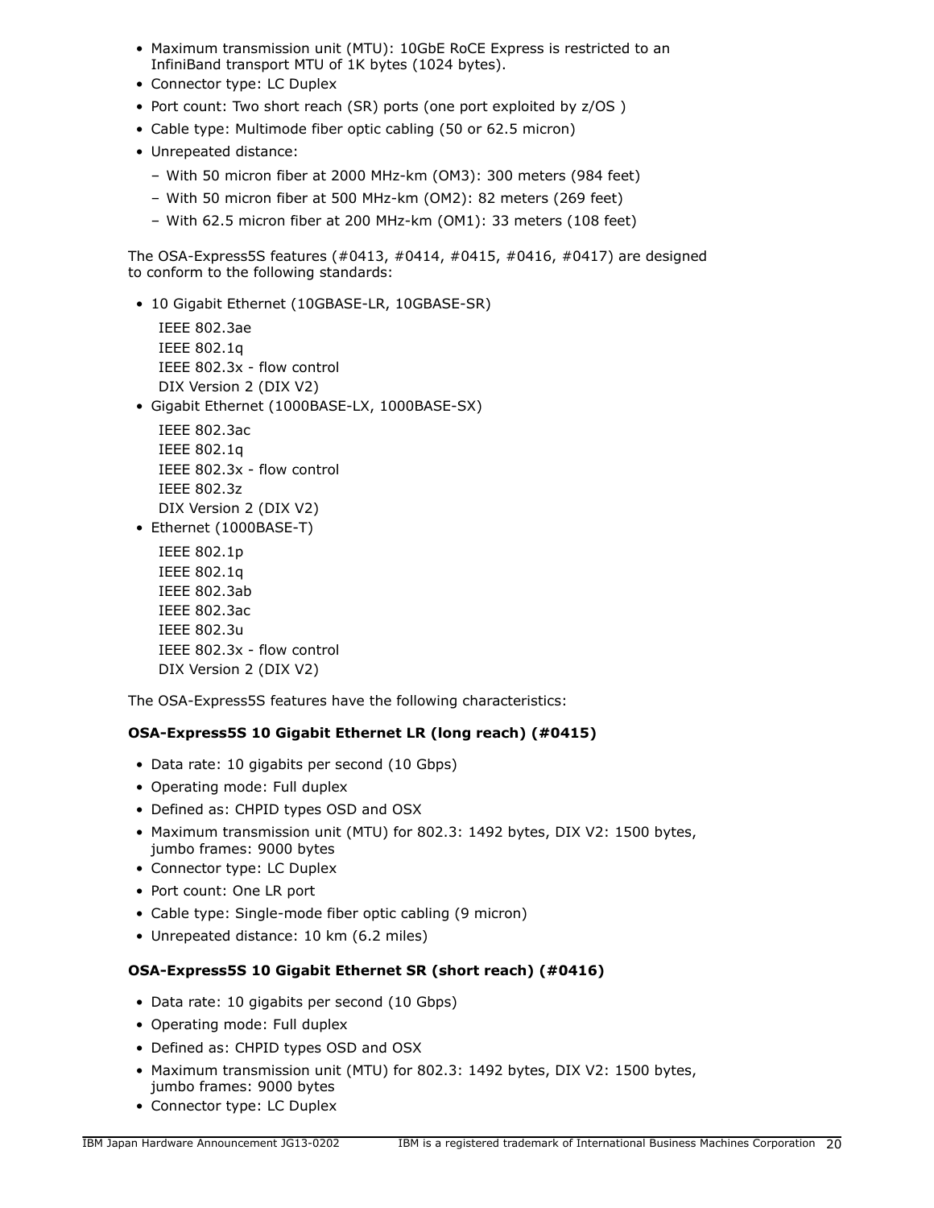- Maximum transmission unit (MTU): 10GbE RoCE Express is restricted to an InfiniBand transport MTU of 1K bytes (1024 bytes).
- Connector type: LC Duplex
- Port count: Two short reach (SR) ports (one port exploited by z/OS )
- Cable type: Multimode fiber optic cabling (50 or 62.5 micron)
- Unrepeated distance:
  - With 50 micron fiber at 2000 MHz-km (OM3): 300 meters (984 feet)
  - With 50 micron fiber at 500 MHz-km (OM2): 82 meters (269 feet)
  - With 62.5 micron fiber at 200 MHz-km (OM1): 33 meters (108 feet)

The OSA-Express5S features (#0413, #0414, #0415, #0416, #0417) are designed to conform to the following standards:

- 10 Gigabit Ethernet (10GBASE-LR, 10GBASE-SR)

  IEEE 802.3ae
  IEEE 802.1q
  IEEE 802.3x - flow control
  DIX Version 2 (DIX V2)
- Gigabit Ethernet (1000BASE-LX, 1000BASE-SX)

  IEEE 802.3ac
  IEEE 802.1q
  IEEE 802.3x - flow control
  IEEE 802.3z
  DIX Version 2 (DIX V2)
- Ethernet (1000BASE-T)

  IEEE 802.1p
  IEEE 802.1q
  IEEE 802.3ab
  IEEE 802.3ac
  IEEE 802.3u
  IEEE 802.3x - flow control
  DIX Version 2 (DIX V2)

The OSA-Express5S features have the following characteristics:

**OSA-Express5S 10 Gigabit Ethernet LR (long reach) (#0415)**

- Data rate: 10 gigabits per second (10 Gbps)
- Operating mode: Full duplex
- Defined as: CHPID types OSD and OSX
- Maximum transmission unit (MTU) for 802.3: 1492 bytes, DIX V2: 1500 bytes, jumbo frames: 9000 bytes
- Connector type: LC Duplex
- Port count: One LR port
- Cable type: Single-mode fiber optic cabling (9 micron)
- Unrepeated distance: 10 km (6.2 miles)

**OSA-Express5S 10 Gigabit Ethernet SR (short reach) (#0416)**

- Data rate: 10 gigabits per second (10 Gbps)
- Operating mode: Full duplex
- Defined as: CHPID types OSD and OSX
- Maximum transmission unit (MTU) for 802.3: 1492 bytes, DIX V2: 1500 bytes, jumbo frames: 9000 bytes
- Connector type: LC Duplex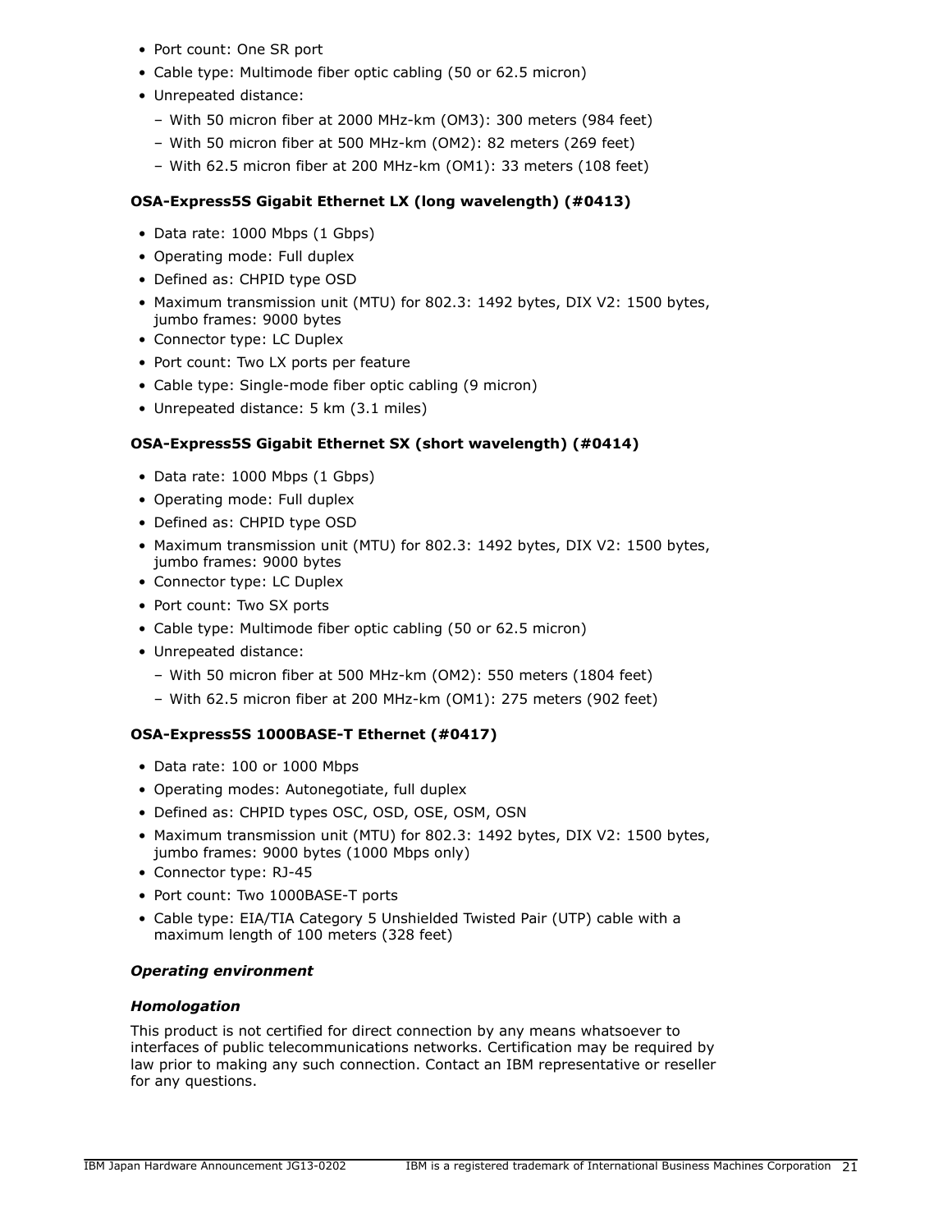- Port count: One SR port
- Cable type: Multimode fiber optic cabling (50 or 62.5 micron)
- Unrepeated distance:
  - With 50 micron fiber at 2000 MHz-km (OM3): 300 meters (984 feet)
  - With 50 micron fiber at 500 MHz-km (OM2): 82 meters (269 feet)
  - With 62.5 micron fiber at 200 MHz-km (OM1): 33 meters (108 feet)

**OSA-Express5S Gigabit Ethernet LX (long wavelength) (#0413)**

- Data rate: 1000 Mbps (1 Gbps)
- Operating mode: Full duplex
- Defined as: CHPID type OSD
- Maximum transmission unit (MTU) for 802.3: 1492 bytes, DIX V2: 1500 bytes, jumbo frames: 9000 bytes
- Connector type: LC Duplex
- Port count: Two LX ports per feature
- Cable type: Single-mode fiber optic cabling (9 micron)
- Unrepeated distance: 5 km (3.1 miles)

**OSA-Express5S Gigabit Ethernet SX (short wavelength) (#0414)**

- Data rate: 1000 Mbps (1 Gbps)
- Operating mode: Full duplex
- Defined as: CHPID type OSD
- Maximum transmission unit (MTU) for 802.3: 1492 bytes, DIX V2: 1500 bytes, jumbo frames: 9000 bytes
- Connector type: LC Duplex
- Port count: Two SX ports
- Cable type: Multimode fiber optic cabling (50 or 62.5 micron)
- Unrepeated distance:
  - With 50 micron fiber at 500 MHz-km (OM2): 550 meters (1804 feet)
  - With 62.5 micron fiber at 200 MHz-km (OM1): 275 meters (902 feet)

**OSA-Express5S 1000BASE-T Ethernet (#0417)**

- Data rate: 100 or 1000 Mbps
- Operating modes: Autonegotiate, full duplex
- Defined as: CHPID types OSC, OSD, OSE, OSM, OSN
- Maximum transmission unit (MTU) for 802.3: 1492 bytes, DIX V2: 1500 bytes, jumbo frames: 9000 bytes (1000 Mbps only)
- Connector type: RJ-45
- Port count: Two 1000BASE-T ports
- Cable type: EIA/TIA Category 5 Unshielded Twisted Pair (UTP) cable with a maximum length of 100 meters (328 feet)

***Operating environment***

***Homologation***

This product is not certified for direct connection by any means whatsoever to interfaces of public telecommunications networks. Certification may be required by law prior to making any such connection. Contact an IBM representative or reseller for any questions.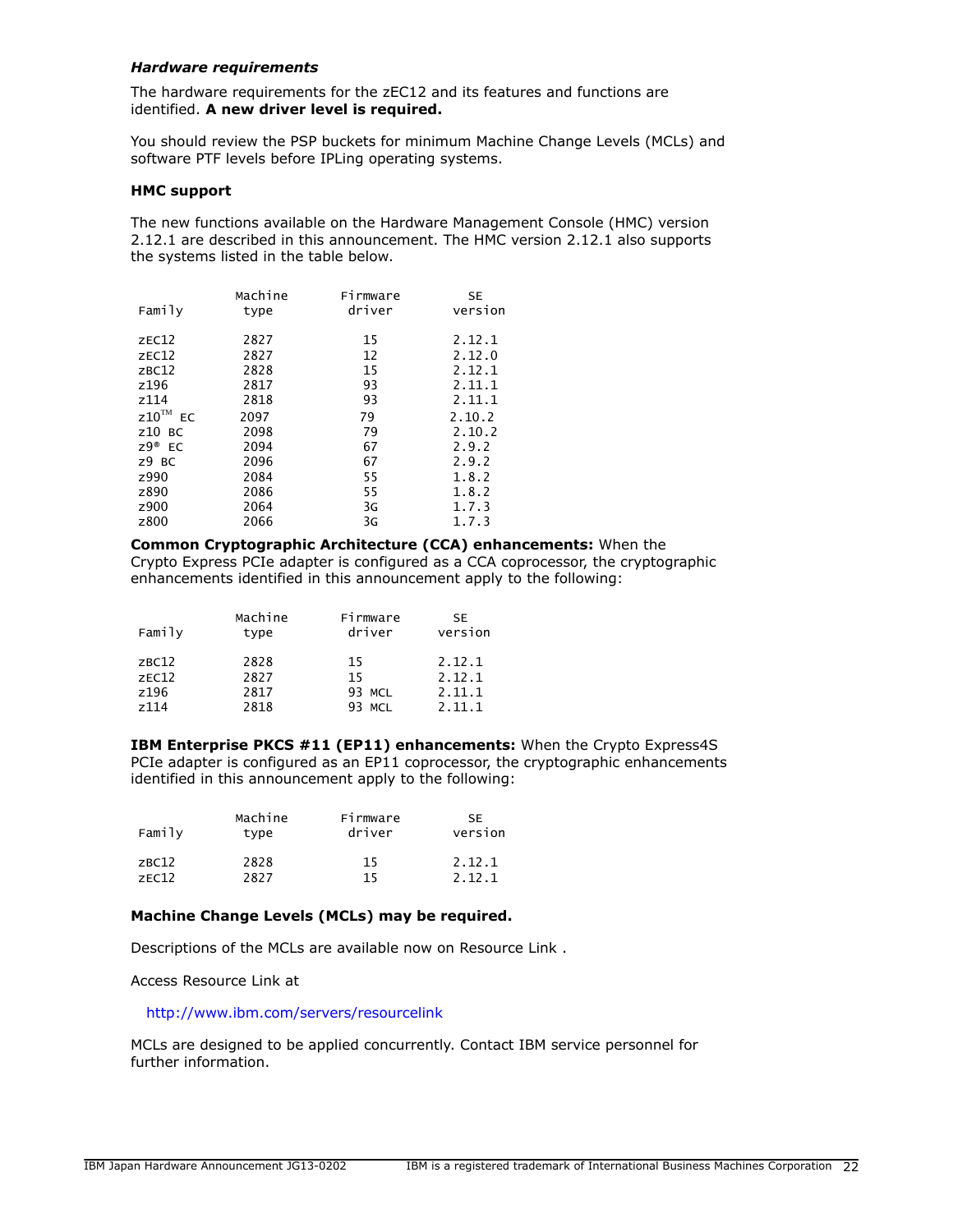### *Hardware requirements*

The hardware requirements for the zEC12 and its features and functions are identified. **A new driver level is required.**

You should review the PSP buckets for minimum Machine Change Levels (MCLs) and software PTF levels before IPLing operating systems.

**HMC support**

The new functions available on the Hardware Management Console (HMC) version 2.12.1 are described in this announcement. The HMC version 2.12.1 also supports the systems listed in the table below.

| Family | Machine type | Firmware driver | SE version |
|---|---|---|---|
| zEC12 | 2827 | 15 | 2.12.1 |
| zEC12 | 2827 | 12 | 2.12.0 |
| zBC12 | 2828 | 15 | 2.12.1 |
| z196 | 2817 | 93 | 2.11.1 |
| z114 | 2818 | 93 | 2.11.1 |
| z10™ EC | 2097 | 79 | 2.10.2 |
| z10 BC | 2098 | 79 | 2.10.2 |
| z9® EC | 2094 | 67 | 2.9.2 |
| z9 BC | 2096 | 67 | 2.9.2 |
| z990 | 2084 | 55 | 1.8.2 |
| z890 | 2086 | 55 | 1.8.2 |
| z900 | 2064 | 3G | 1.7.3 |
| z800 | 2066 | 3G | 1.7.3 |

**Common Cryptographic Architecture (CCA) enhancements:** When the Crypto Express PCIe adapter is configured as a CCA coprocessor, the cryptographic enhancements identified in this announcement apply to the following:

| Family | Machine type | Firmware driver | SE version |
|---|---|---|---|
| zBC12 | 2828 | 15 | 2.12.1 |
| zEC12 | 2827 | 15 | 2.12.1 |
| z196 | 2817 | 93 MCL | 2.11.1 |
| z114 | 2818 | 93 MCL | 2.11.1 |

**IBM Enterprise PKCS #11 (EP11) enhancements:** When the Crypto Express4S PCIe adapter is configured as an EP11 coprocessor, the cryptographic enhancements identified in this announcement apply to the following:

| Family | Machine type | Firmware driver | SE version |
|---|---|---|---|
| zBC12 | 2828 | 15 | 2.12.1 |
| zEC12 | 2827 | 15 | 2.12.1 |

**Machine Change Levels (MCLs) may be required.**

Descriptions of the MCLs are available now on Resource Link .

Access Resource Link at

http://www.ibm.com/servers/resourcelink

MCLs are designed to be applied concurrently. Contact IBM service personnel for further information.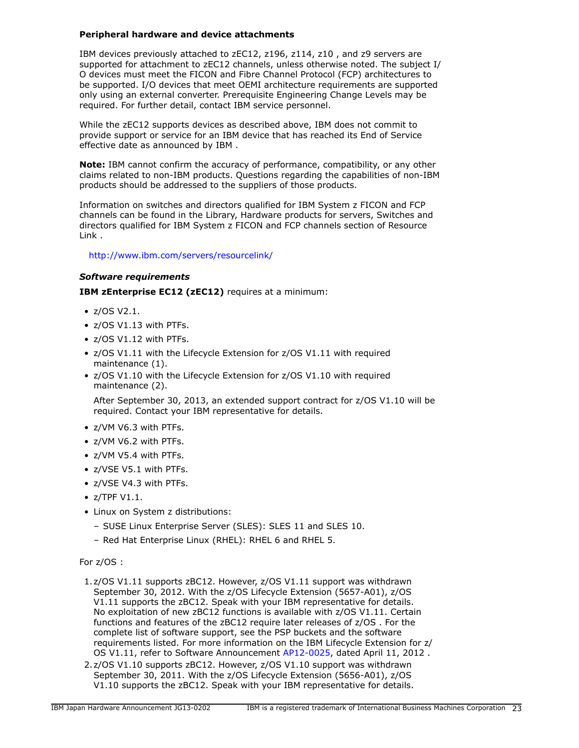**Peripheral hardware and device attachments**

IBM devices previously attached to zEC12, z196, z114, z10 , and z9 servers are supported for attachment to zEC12 channels, unless otherwise noted. The subject I/O devices must meet the FICON and Fibre Channel Protocol (FCP) architectures to be supported. I/O devices that meet OEMI architecture requirements are supported only using an external converter. Prerequisite Engineering Change Levels may be required. For further detail, contact IBM service personnel.

While the zEC12 supports devices as described above, IBM does not commit to provide support or service for an IBM device that has reached its End of Service effective date as announced by IBM .

**Note:** IBM cannot confirm the accuracy of performance, compatibility, or any other claims related to non-IBM products. Questions regarding the capabilities of non-IBM products should be addressed to the suppliers of those products.

Information on switches and directors qualified for IBM System z FICON and FCP channels can be found in the Library, Hardware products for servers, Switches and directors qualified for IBM System z FICON and FCP channels section of Resource Link .

http://www.ibm.com/servers/resourcelink/

### *Software requirements*

**IBM zEnterprise EC12 (zEC12)** requires at a minimum:

- z/OS V2.1.
- z/OS V1.13 with PTFs.
- z/OS V1.12 with PTFs.
- z/OS V1.11 with the Lifecycle Extension for z/OS V1.11 with required maintenance (1).
- z/OS V1.10 with the Lifecycle Extension for z/OS V1.10 with required maintenance (2).

  After September 30, 2013, an extended support contract for z/OS V1.10 will be required. Contact your IBM representative for details.
- z/VM V6.3 with PTFs.
- z/VM V6.2 with PTFs.
- z/VM V5.4 with PTFs.
- z/VSE V5.1 with PTFs.
- z/VSE V4.3 with PTFs.
- z/TPF V1.1.
- Linux on System z distributions:
  - SUSE Linux Enterprise Server (SLES): SLES 11 and SLES 10.
  - Red Hat Enterprise Linux (RHEL): RHEL 6 and RHEL 5.

For z/OS :

1. z/OS V1.11 supports zBC12. However, z/OS V1.11 support was withdrawn September 30, 2012. With the z/OS Lifecycle Extension (5657-A01), z/OS V1.11 supports the zBC12. Speak with your IBM representative for details. No exploitation of new zBC12 functions is available with z/OS V1.11. Certain functions and features of the zBC12 require later releases of z/OS . For the complete list of software support, see the PSP buckets and the software requirements listed. For more information on the IBM Lifecycle Extension for z/OS V1.11, refer to Software Announcement AP12-0025, dated April 11, 2012 .
2. z/OS V1.10 supports zBC12. However, z/OS V1.10 support was withdrawn September 30, 2011. With the z/OS Lifecycle Extension (5656-A01), z/OS V1.10 supports the zBC12. Speak with your IBM representative for details.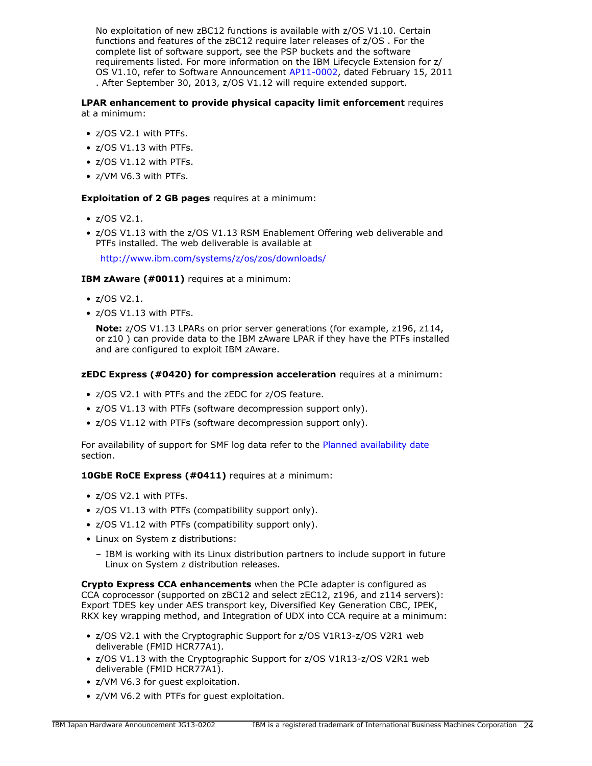No exploitation of new zBC12 functions is available with z/OS V1.10. Certain functions and features of the zBC12 require later releases of z/OS . For the complete list of software support, see the PSP buckets and the software requirements listed. For more information on the IBM Lifecycle Extension for z/OS V1.10, refer to Software Announcement AP11-0002, dated February 15, 2011 . After September 30, 2013, z/OS V1.12 will require extended support.

**LPAR enhancement to provide physical capacity limit enforcement** requires at a minimum:

- z/OS V2.1 with PTFs.
- z/OS V1.13 with PTFs.
- z/OS V1.12 with PTFs.
- z/VM V6.3 with PTFs.

**Exploitation of 2 GB pages** requires at a minimum:

- z/OS V2.1.
- z/OS V1.13 with the z/OS V1.13 RSM Enablement Offering web deliverable and PTFs installed. The web deliverable is available at

  http://www.ibm.com/systems/z/os/zos/downloads/

**IBM zAware (#0011)** requires at a minimum:

- z/OS V2.1.
- z/OS V1.13 with PTFs.

  **Note:** z/OS V1.13 LPARs on prior server generations (for example, z196, z114, or z10 ) can provide data to the IBM zAware LPAR if they have the PTFs installed and are configured to exploit IBM zAware.

**zEDC Express (#0420) for compression acceleration** requires at a minimum:

- z/OS V2.1 with PTFs and the zEDC for z/OS feature.
- z/OS V1.13 with PTFs (software decompression support only).
- z/OS V1.12 with PTFs (software decompression support only).

For availability of support for SMF log data refer to the Planned availability date section.

**10GbE RoCE Express (#0411)** requires at a minimum:

- z/OS V2.1 with PTFs.
- z/OS V1.13 with PTFs (compatibility support only).
- z/OS V1.12 with PTFs (compatibility support only).
- Linux on System z distributions:
  - IBM is working with its Linux distribution partners to include support in future Linux on System z distribution releases.

**Crypto Express CCA enhancements** when the PCIe adapter is configured as CCA coprocessor (supported on zBC12 and select zEC12, z196, and z114 servers): Export TDES key under AES transport key, Diversified Key Generation CBC, IPEK, RKX key wrapping method, and Integration of UDX into CCA require at a minimum:

- z/OS V2.1 with the Cryptographic Support for z/OS V1R13-z/OS V2R1 web deliverable (FMID HCR77A1).
- z/OS V1.13 with the Cryptographic Support for z/OS V1R13-z/OS V2R1 web deliverable (FMID HCR77A1).
- z/VM V6.3 for guest exploitation.
- z/VM V6.2 with PTFs for guest exploitation.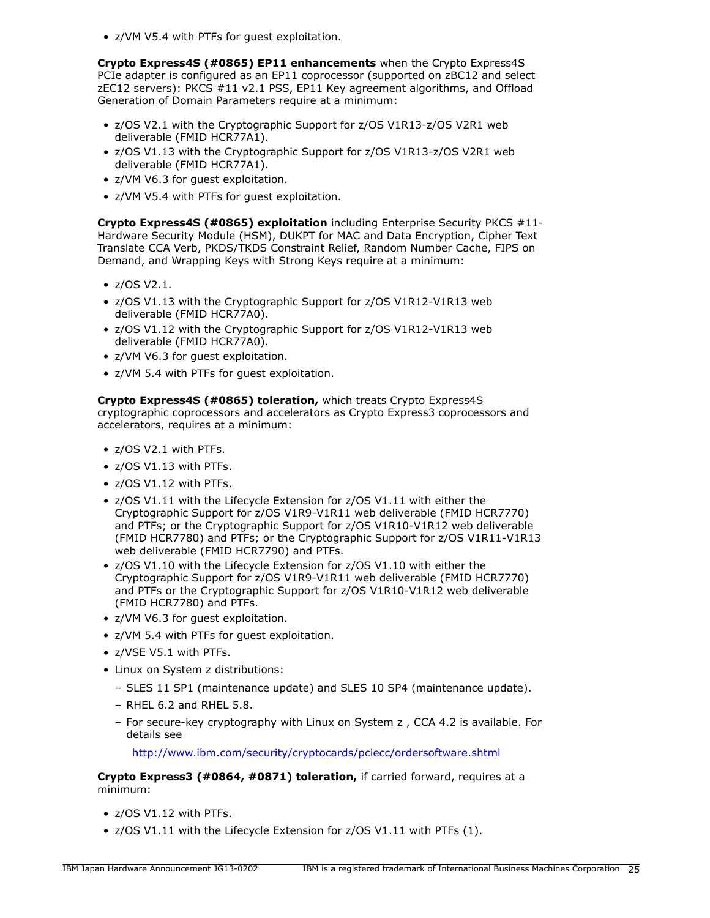- z/VM V5.4 with PTFs for guest exploitation.

**Crypto Express4S (#0865) EP11 enhancements** when the Crypto Express4S PCIe adapter is configured as an EP11 coprocessor (supported on zBC12 and select zEC12 servers): PKCS #11 v2.1 PSS, EP11 Key agreement algorithms, and Offload Generation of Domain Parameters require at a minimum:

- z/OS V2.1 with the Cryptographic Support for z/OS V1R13-z/OS V2R1 web deliverable (FMID HCR77A1).
- z/OS V1.13 with the Cryptographic Support for z/OS V1R13-z/OS V2R1 web deliverable (FMID HCR77A1).
- z/VM V6.3 for guest exploitation.
- z/VM V5.4 with PTFs for guest exploitation.

**Crypto Express4S (#0865) exploitation** including Enterprise Security PKCS #11-Hardware Security Module (HSM), DUKPT for MAC and Data Encryption, Cipher Text Translate CCA Verb, PKDS/TKDS Constraint Relief, Random Number Cache, FIPS on Demand, and Wrapping Keys with Strong Keys require at a minimum:

- z/OS V2.1.
- z/OS V1.13 with the Cryptographic Support for z/OS V1R12-V1R13 web deliverable (FMID HCR77A0).
- z/OS V1.12 with the Cryptographic Support for z/OS V1R12-V1R13 web deliverable (FMID HCR77A0).
- z/VM V6.3 for guest exploitation.
- z/VM 5.4 with PTFs for guest exploitation.

**Crypto Express4S (#0865) toleration,** which treats Crypto Express4S cryptographic coprocessors and accelerators as Crypto Express3 coprocessors and accelerators, requires at a minimum:

- z/OS V2.1 with PTFs.
- z/OS V1.13 with PTFs.
- z/OS V1.12 with PTFs.
- z/OS V1.11 with the Lifecycle Extension for z/OS V1.11 with either the Cryptographic Support for z/OS V1R9-V1R11 web deliverable (FMID HCR7770) and PTFs; or the Cryptographic Support for z/OS V1R10-V1R12 web deliverable (FMID HCR7780) and PTFs; or the Cryptographic Support for z/OS V1R11-V1R13 web deliverable (FMID HCR7790) and PTFs.
- z/OS V1.10 with the Lifecycle Extension for z/OS V1.10 with either the Cryptographic Support for z/OS V1R9-V1R11 web deliverable (FMID HCR7770) and PTFs or the Cryptographic Support for z/OS V1R10-V1R12 web deliverable (FMID HCR7780) and PTFs.
- z/VM V6.3 for guest exploitation.
- z/VM 5.4 with PTFs for guest exploitation.
- z/VSE V5.1 with PTFs.
- Linux on System z distributions:
  - SLES 11 SP1 (maintenance update) and SLES 10 SP4 (maintenance update).
  - RHEL 6.2 and RHEL 5.8.
  - For secure-key cryptography with Linux on System z , CCA 4.2 is available. For details see

    http://www.ibm.com/security/cryptocards/pciecc/ordersoftware.shtml

**Crypto Express3 (#0864, #0871) toleration,** if carried forward, requires at a minimum:

- z/OS V1.12 with PTFs.
- z/OS V1.11 with the Lifecycle Extension for z/OS V1.11 with PTFs (1).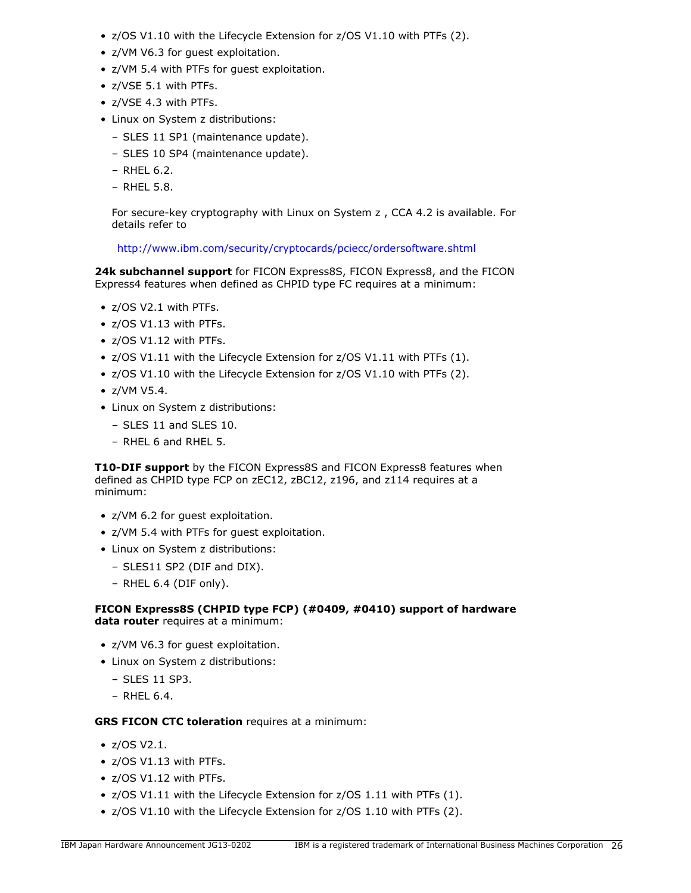- z/OS V1.10 with the Lifecycle Extension for z/OS V1.10 with PTFs (2).
- z/VM V6.3 for guest exploitation.
- z/VM 5.4 with PTFs for guest exploitation.
- z/VSE 5.1 with PTFs.
- z/VSE 4.3 with PTFs.
- Linux on System z distributions:
  - SLES 11 SP1 (maintenance update).
  - SLES 10 SP4 (maintenance update).
  - RHEL 6.2.
  - RHEL 5.8.

  For secure-key cryptography with Linux on System z , CCA 4.2 is available. For details refer to

  http://www.ibm.com/security/cryptocards/pciecc/ordersoftware.shtml

**24k subchannel support** for FICON Express8S, FICON Express8, and the FICON Express4 features when defined as CHPID type FC requires at a minimum:

- z/OS V2.1 with PTFs.
- z/OS V1.13 with PTFs.
- z/OS V1.12 with PTFs.
- z/OS V1.11 with the Lifecycle Extension for z/OS V1.11 with PTFs (1).
- z/OS V1.10 with the Lifecycle Extension for z/OS V1.10 with PTFs (2).
- z/VM V5.4.
- Linux on System z distributions:
  - SLES 11 and SLES 10.
  - RHEL 6 and RHEL 5.

**T10-DIF support** by the FICON Express8S and FICON Express8 features when defined as CHPID type FCP on zEC12, zBC12, z196, and z114 requires at a minimum:

- z/VM 6.2 for guest exploitation.
- z/VM 5.4 with PTFs for guest exploitation.
- Linux on System z distributions:
  - SLES11 SP2 (DIF and DIX).
  - RHEL 6.4 (DIF only).

**FICON Express8S (CHPID type FCP) (#0409, #0410) support of hardware data router** requires at a minimum:

- z/VM V6.3 for guest exploitation.
- Linux on System z distributions:
  - SLES 11 SP3.
  - RHEL 6.4.

**GRS FICON CTC toleration** requires at a minimum:

- z/OS V2.1.
- z/OS V1.13 with PTFs.
- z/OS V1.12 with PTFs.
- z/OS V1.11 with the Lifecycle Extension for z/OS 1.11 with PTFs (1).
- z/OS V1.10 with the Lifecycle Extension for z/OS 1.10 with PTFs (2).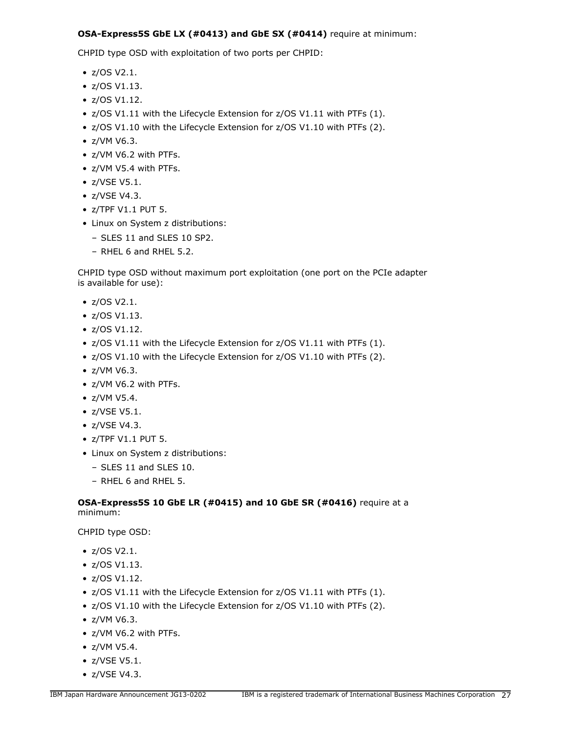**OSA-Express5S GbE LX (#0413) and GbE SX (#0414)** require at minimum:

CHPID type OSD with exploitation of two ports per CHPID:

- z/OS V2.1.
- z/OS V1.13.
- z/OS V1.12.
- z/OS V1.11 with the Lifecycle Extension for z/OS V1.11 with PTFs (1).
- z/OS V1.10 with the Lifecycle Extension for z/OS V1.10 with PTFs (2).
- z/VM V6.3.
- z/VM V6.2 with PTFs.
- z/VM V5.4 with PTFs.
- z/VSE V5.1.
- z/VSE V4.3.
- z/TPF V1.1 PUT 5.
- Linux on System z distributions:
  - SLES 11 and SLES 10 SP2.
  - RHEL 6 and RHEL 5.2.

CHPID type OSD without maximum port exploitation (one port on the PCIe adapter is available for use):

- z/OS V2.1.
- z/OS V1.13.
- z/OS V1.12.
- z/OS V1.11 with the Lifecycle Extension for z/OS V1.11 with PTFs (1).
- z/OS V1.10 with the Lifecycle Extension for z/OS V1.10 with PTFs (2).
- z/VM V6.3.
- z/VM V6.2 with PTFs.
- z/VM V5.4.
- z/VSE V5.1.
- z/VSE V4.3.
- z/TPF V1.1 PUT 5.
- Linux on System z distributions:
  - SLES 11 and SLES 10.
  - RHEL 6 and RHEL 5.

**OSA-Express5S 10 GbE LR (#0415) and 10 GbE SR (#0416)** require at a minimum:

CHPID type OSD:

- z/OS V2.1.
- z/OS V1.13.
- z/OS V1.12.
- z/OS V1.11 with the Lifecycle Extension for z/OS V1.11 with PTFs (1).
- z/OS V1.10 with the Lifecycle Extension for z/OS V1.10 with PTFs (2).
- z/VM V6.3.
- z/VM V6.2 with PTFs.
- z/VM V5.4.
- z/VSE V5.1.
- z/VSE V4.3.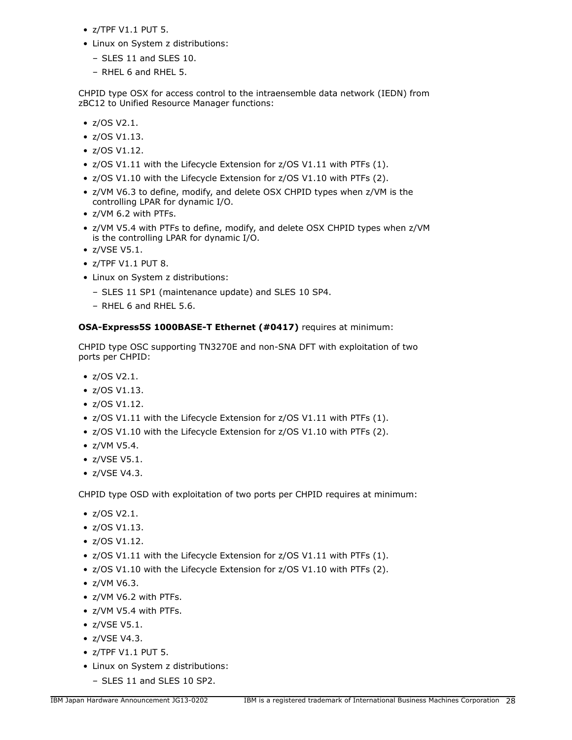- z/TPF V1.1 PUT 5.
- Linux on System z distributions:
  - SLES 11 and SLES 10.
  - RHEL 6 and RHEL 5.

CHPID type OSX for access control to the intraensemble data network (IEDN) from zBC12 to Unified Resource Manager functions:

- z/OS V2.1.
- z/OS V1.13.
- z/OS V1.12.
- z/OS V1.11 with the Lifecycle Extension for z/OS V1.11 with PTFs (1).
- z/OS V1.10 with the Lifecycle Extension for z/OS V1.10 with PTFs (2).
- z/VM V6.3 to define, modify, and delete OSX CHPID types when z/VM is the controlling LPAR for dynamic I/O.
- z/VM 6.2 with PTFs.
- z/VM V5.4 with PTFs to define, modify, and delete OSX CHPID types when z/VM is the controlling LPAR for dynamic I/O.
- z/VSE V5.1.
- z/TPF V1.1 PUT 8.
- Linux on System z distributions:
  - SLES 11 SP1 (maintenance update) and SLES 10 SP4.
  - RHEL 6 and RHEL 5.6.

**OSA-Express5S 1000BASE-T Ethernet (#0417)** requires at minimum:

CHPID type OSC supporting TN3270E and non-SNA DFT with exploitation of two ports per CHPID:

- z/OS V2.1.
- z/OS V1.13.
- z/OS V1.12.
- z/OS V1.11 with the Lifecycle Extension for z/OS V1.11 with PTFs (1).
- z/OS V1.10 with the Lifecycle Extension for z/OS V1.10 with PTFs (2).
- z/VM V5.4.
- z/VSE V5.1.
- z/VSE V4.3.

CHPID type OSD with exploitation of two ports per CHPID requires at minimum:

- z/OS V2.1.
- z/OS V1.13.
- z/OS V1.12.
- z/OS V1.11 with the Lifecycle Extension for z/OS V1.11 with PTFs (1).
- z/OS V1.10 with the Lifecycle Extension for z/OS V1.10 with PTFs (2).
- z/VM V6.3.
- z/VM V6.2 with PTFs.
- z/VM V5.4 with PTFs.
- z/VSE V5.1.
- z/VSE V4.3.
- z/TPF V1.1 PUT 5.
- Linux on System z distributions:
  - SLES 11 and SLES 10 SP2.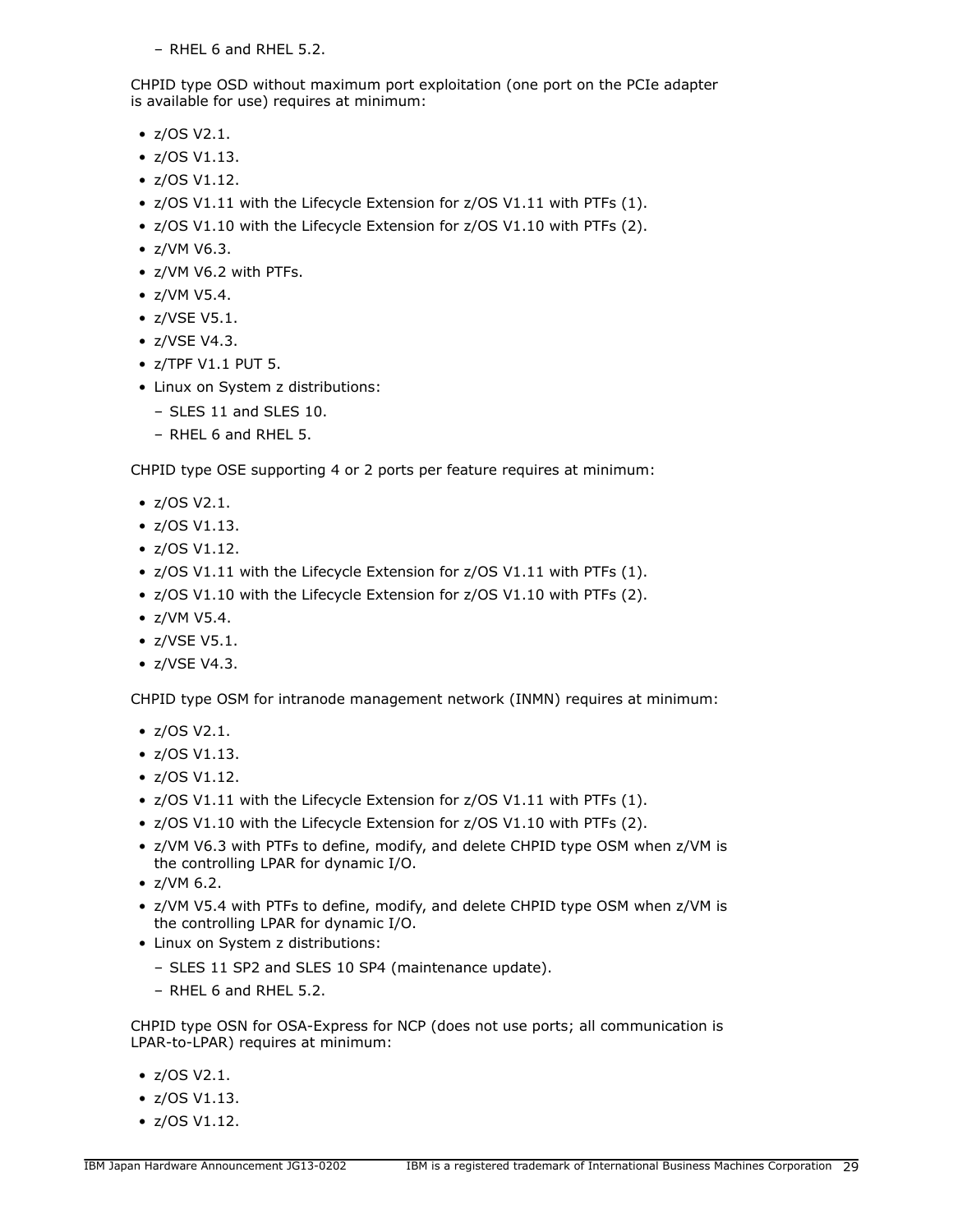- RHEL 6 and RHEL 5.2.

CHPID type OSD without maximum port exploitation (one port on the PCIe adapter is available for use) requires at minimum:

- z/OS V2.1.
- z/OS V1.13.
- z/OS V1.12.
- z/OS V1.11 with the Lifecycle Extension for z/OS V1.11 with PTFs (1).
- z/OS V1.10 with the Lifecycle Extension for z/OS V1.10 with PTFs (2).
- z/VM V6.3.
- z/VM V6.2 with PTFs.
- z/VM V5.4.
- z/VSE V5.1.
- z/VSE V4.3.
- z/TPF V1.1 PUT 5.
- Linux on System z distributions:
  - SLES 11 and SLES 10.
  - RHEL 6 and RHEL 5.

CHPID type OSE supporting 4 or 2 ports per feature requires at minimum:

- z/OS V2.1.
- z/OS V1.13.
- z/OS V1.12.
- z/OS V1.11 with the Lifecycle Extension for z/OS V1.11 with PTFs (1).
- z/OS V1.10 with the Lifecycle Extension for z/OS V1.10 with PTFs (2).
- z/VM V5.4.
- z/VSE V5.1.
- z/VSE V4.3.

CHPID type OSM for intranode management network (INMN) requires at minimum:

- z/OS V2.1.
- z/OS V1.13.
- z/OS V1.12.
- z/OS V1.11 with the Lifecycle Extension for z/OS V1.11 with PTFs (1).
- z/OS V1.10 with the Lifecycle Extension for z/OS V1.10 with PTFs (2).
- z/VM V6.3 with PTFs to define, modify, and delete CHPID type OSM when z/VM is the controlling LPAR for dynamic I/O.
- z/VM 6.2.
- z/VM V5.4 with PTFs to define, modify, and delete CHPID type OSM when z/VM is the controlling LPAR for dynamic I/O.
- Linux on System z distributions:
  - SLES 11 SP2 and SLES 10 SP4 (maintenance update).
  - RHEL 6 and RHEL 5.2.

CHPID type OSN for OSA-Express for NCP (does not use ports; all communication is LPAR-to-LPAR) requires at minimum:

- z/OS V2.1.
- z/OS V1.13.
- z/OS V1.12.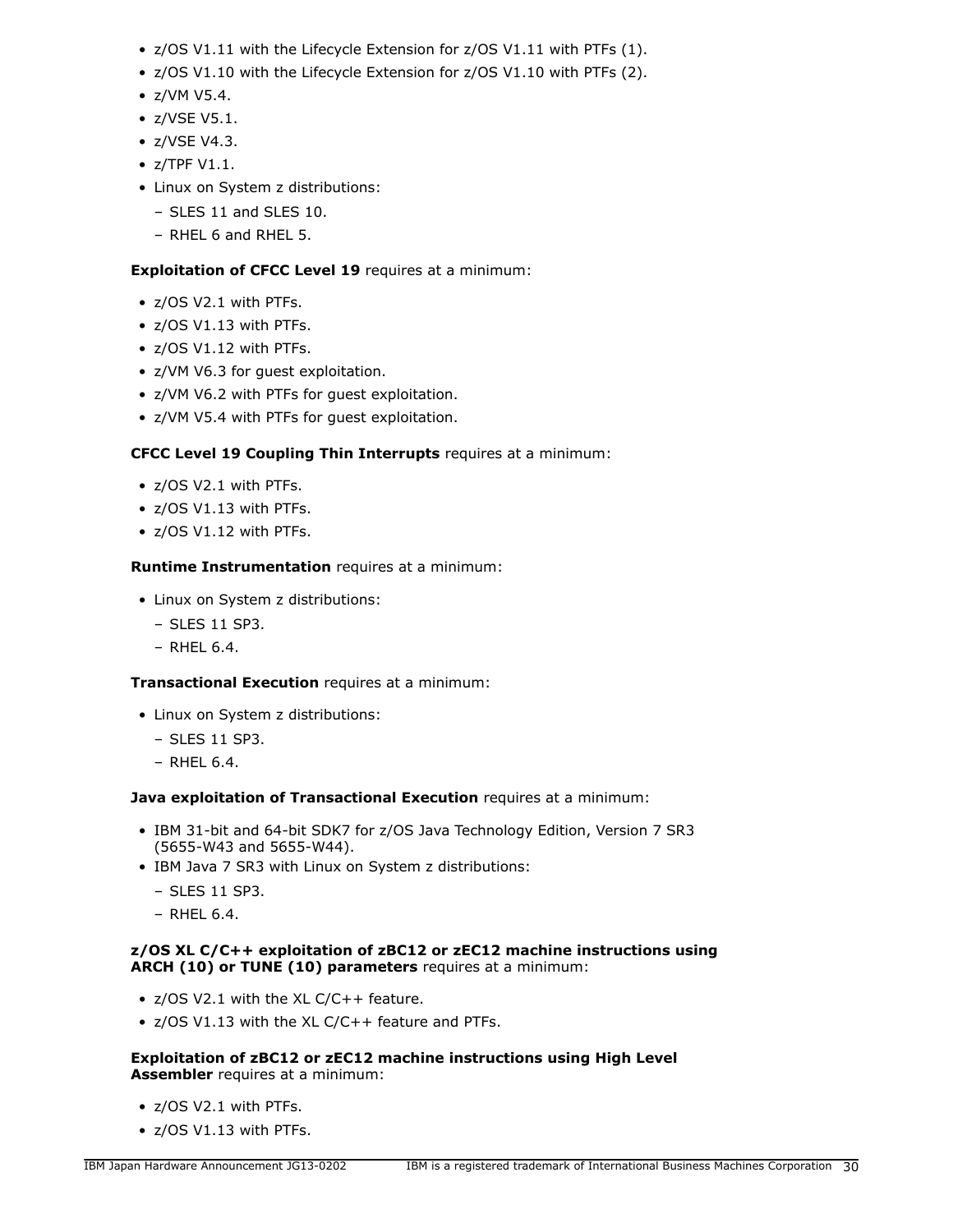- z/OS V1.11 with the Lifecycle Extension for z/OS V1.11 with PTFs (1).
- z/OS V1.10 with the Lifecycle Extension for z/OS V1.10 with PTFs (2).
- z/VM V5.4.
- z/VSE V5.1.
- z/VSE V4.3.
- z/TPF V1.1.
- Linux on System z distributions:
  - SLES 11 and SLES 10.
  - RHEL 6 and RHEL 5.

**Exploitation of CFCC Level 19** requires at a minimum:

- z/OS V2.1 with PTFs.
- z/OS V1.13 with PTFs.
- z/OS V1.12 with PTFs.
- z/VM V6.3 for guest exploitation.
- z/VM V6.2 with PTFs for guest exploitation.
- z/VM V5.4 with PTFs for guest exploitation.

**CFCC Level 19 Coupling Thin Interrupts** requires at a minimum:

- z/OS V2.1 with PTFs.
- z/OS V1.13 with PTFs.
- z/OS V1.12 with PTFs.

**Runtime Instrumentation** requires at a minimum:

- Linux on System z distributions:
  - SLES 11 SP3.
  - RHEL 6.4.

**Transactional Execution** requires at a minimum:

- Linux on System z distributions:
  - SLES 11 SP3.
  - RHEL 6.4.

**Java exploitation of Transactional Execution** requires at a minimum:

- IBM 31-bit and 64-bit SDK7 for z/OS Java Technology Edition, Version 7 SR3 (5655-W43 and 5655-W44).
- IBM Java 7 SR3 with Linux on System z distributions:
  - SLES 11 SP3.
  - RHEL 6.4.

**z/OS XL C/C++ exploitation of zBC12 or zEC12 machine instructions using ARCH (10) or TUNE (10) parameters** requires at a minimum:

- z/OS V2.1 with the XL C/C++ feature.
- z/OS V1.13 with the XL C/C++ feature and PTFs.

**Exploitation of zBC12 or zEC12 machine instructions using High Level Assembler** requires at a minimum:

- z/OS V2.1 with PTFs.
- z/OS V1.13 with PTFs.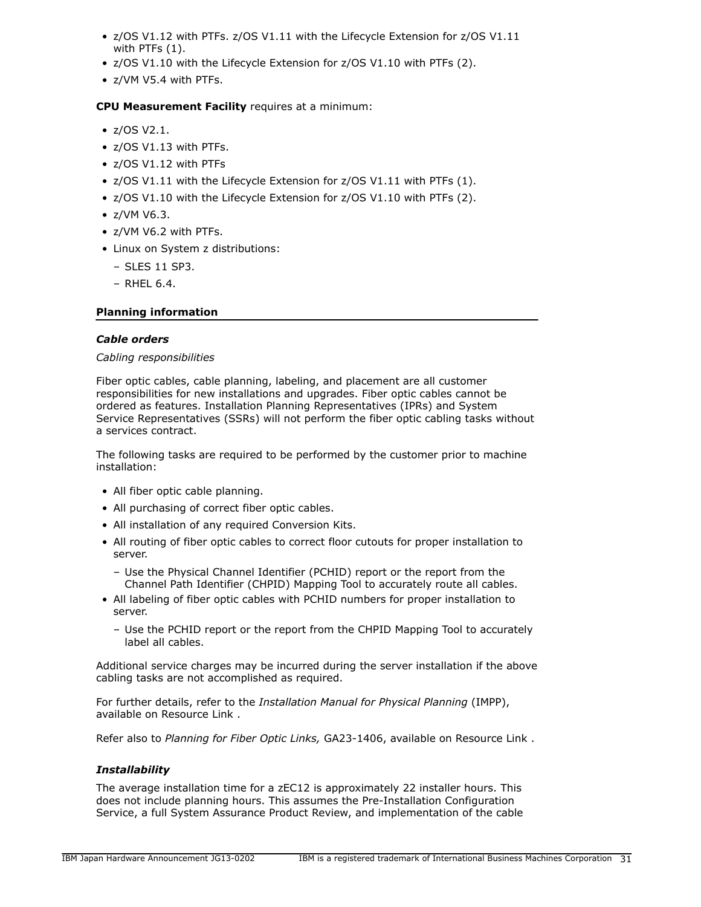- z/OS V1.12 with PTFs. z/OS V1.11 with the Lifecycle Extension for z/OS V1.11 with PTFs (1).
- z/OS V1.10 with the Lifecycle Extension for z/OS V1.10 with PTFs (2).
- z/VM V5.4 with PTFs.

**CPU Measurement Facility** requires at a minimum:

- z/OS V2.1.
- z/OS V1.13 with PTFs.
- z/OS V1.12 with PTFs
- z/OS V1.11 with the Lifecycle Extension for z/OS V1.11 with PTFs (1).
- z/OS V1.10 with the Lifecycle Extension for z/OS V1.10 with PTFs (2).
- z/VM V6.3.
- z/VM V6.2 with PTFs.
- Linux on System z distributions:
  - SLES 11 SP3.
  - RHEL 6.4.

## Planning information

### *Cable orders*

*Cabling responsibilities*

Fiber optic cables, cable planning, labeling, and placement are all customer responsibilities for new installations and upgrades. Fiber optic cables cannot be ordered as features. Installation Planning Representatives (IPRs) and System Service Representatives (SSRs) will not perform the fiber optic cabling tasks without a services contract.

The following tasks are required to be performed by the customer prior to machine installation:

- All fiber optic cable planning.
- All purchasing of correct fiber optic cables.
- All installation of any required Conversion Kits.
- All routing of fiber optic cables to correct floor cutouts for proper installation to server.
  - Use the Physical Channel Identifier (PCHID) report or the report from the Channel Path Identifier (CHPID) Mapping Tool to accurately route all cables.
- All labeling of fiber optic cables with PCHID numbers for proper installation to server.
  - Use the PCHID report or the report from the CHPID Mapping Tool to accurately label all cables.

Additional service charges may be incurred during the server installation if the above cabling tasks are not accomplished as required.

For further details, refer to the *Installation Manual for Physical Planning* (IMPP), available on Resource Link .

Refer also to *Planning for Fiber Optic Links,* GA23-1406, available on Resource Link .

### *Installability*

The average installation time for a zEC12 is approximately 22 installer hours. This does not include planning hours. This assumes the Pre-Installation Configuration Service, a full System Assurance Product Review, and implementation of the cable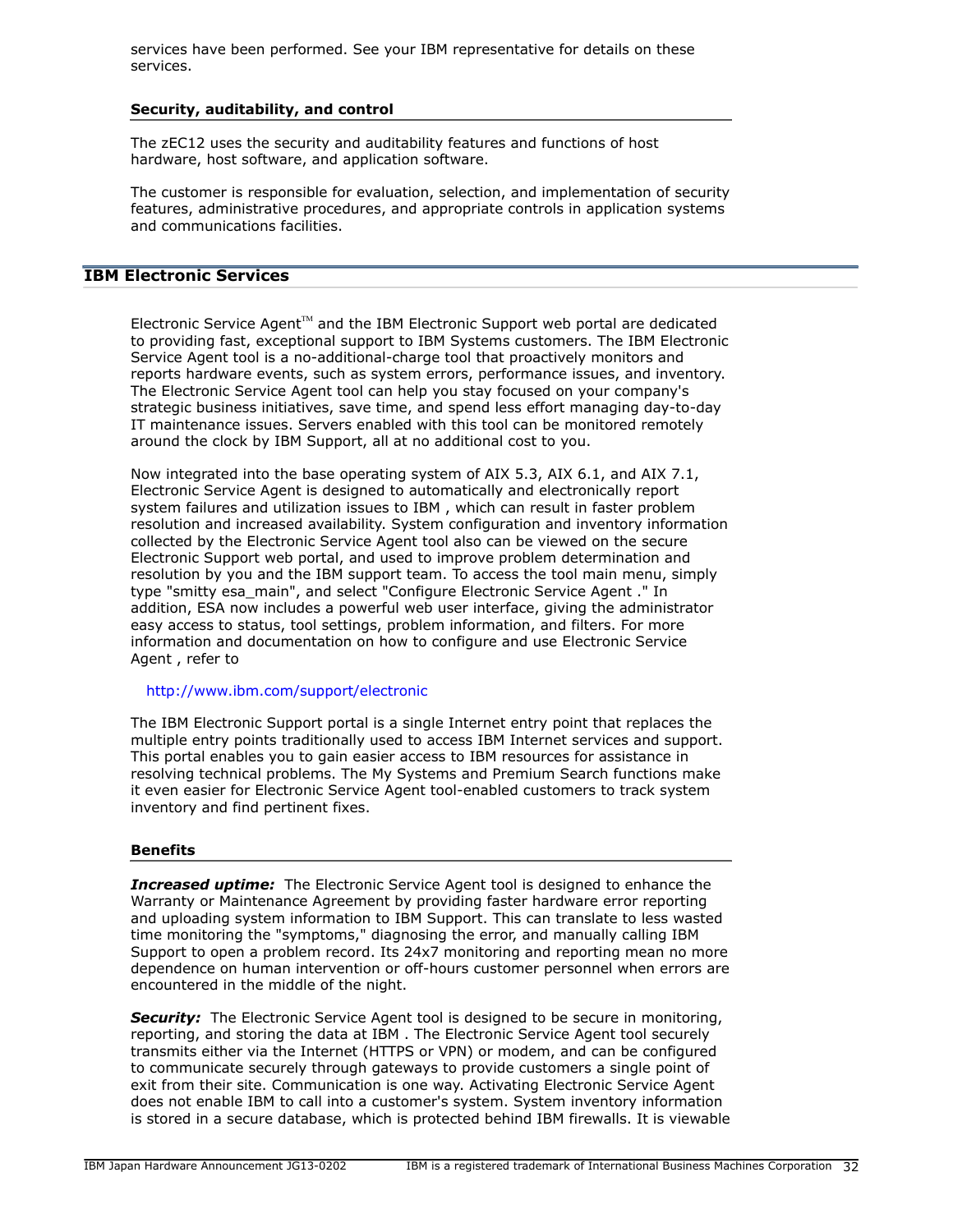services have been performed. See your IBM representative for details on these services.

### Security, auditability, and control

The zEC12 uses the security and auditability features and functions of host hardware, host software, and application software.

The customer is responsible for evaluation, selection, and implementation of security features, administrative procedures, and appropriate controls in application systems and communications facilities.

## IBM Electronic Services

Electronic Service Agent™ and the IBM Electronic Support web portal are dedicated to providing fast, exceptional support to IBM Systems customers. The IBM Electronic Service Agent tool is a no-additional-charge tool that proactively monitors and reports hardware events, such as system errors, performance issues, and inventory. The Electronic Service Agent tool can help you stay focused on your company's strategic business initiatives, save time, and spend less effort managing day-to-day IT maintenance issues. Servers enabled with this tool can be monitored remotely around the clock by IBM Support, all at no additional cost to you.

Now integrated into the base operating system of AIX 5.3, AIX 6.1, and AIX 7.1, Electronic Service Agent is designed to automatically and electronically report system failures and utilization issues to IBM , which can result in faster problem resolution and increased availability. System configuration and inventory information collected by the Electronic Service Agent tool also can be viewed on the secure Electronic Support web portal, and used to improve problem determination and resolution by you and the IBM support team. To access the tool main menu, simply type "smitty esa_main", and select "Configure Electronic Service Agent ." In addition, ESA now includes a powerful web user interface, giving the administrator easy access to status, tool settings, problem information, and filters. For more information and documentation on how to configure and use Electronic Service Agent , refer to

http://www.ibm.com/support/electronic

The IBM Electronic Support portal is a single Internet entry point that replaces the multiple entry points traditionally used to access IBM Internet services and support. This portal enables you to gain easier access to IBM resources for assistance in resolving technical problems. The My Systems and Premium Search functions make it even easier for Electronic Service Agent tool-enabled customers to track system inventory and find pertinent fixes.

### Benefits

***Increased uptime:*** The Electronic Service Agent tool is designed to enhance the Warranty or Maintenance Agreement by providing faster hardware error reporting and uploading system information to IBM Support. This can translate to less wasted time monitoring the "symptoms," diagnosing the error, and manually calling IBM Support to open a problem record. Its 24x7 monitoring and reporting mean no more dependence on human intervention or off-hours customer personnel when errors are encountered in the middle of the night.

***Security:*** The Electronic Service Agent tool is designed to be secure in monitoring, reporting, and storing the data at IBM . The Electronic Service Agent tool securely transmits either via the Internet (HTTPS or VPN) or modem, and can be configured to communicate securely through gateways to provide customers a single point of exit from their site. Communication is one way. Activating Electronic Service Agent does not enable IBM to call into a customer's system. System inventory information is stored in a secure database, which is protected behind IBM firewalls. It is viewable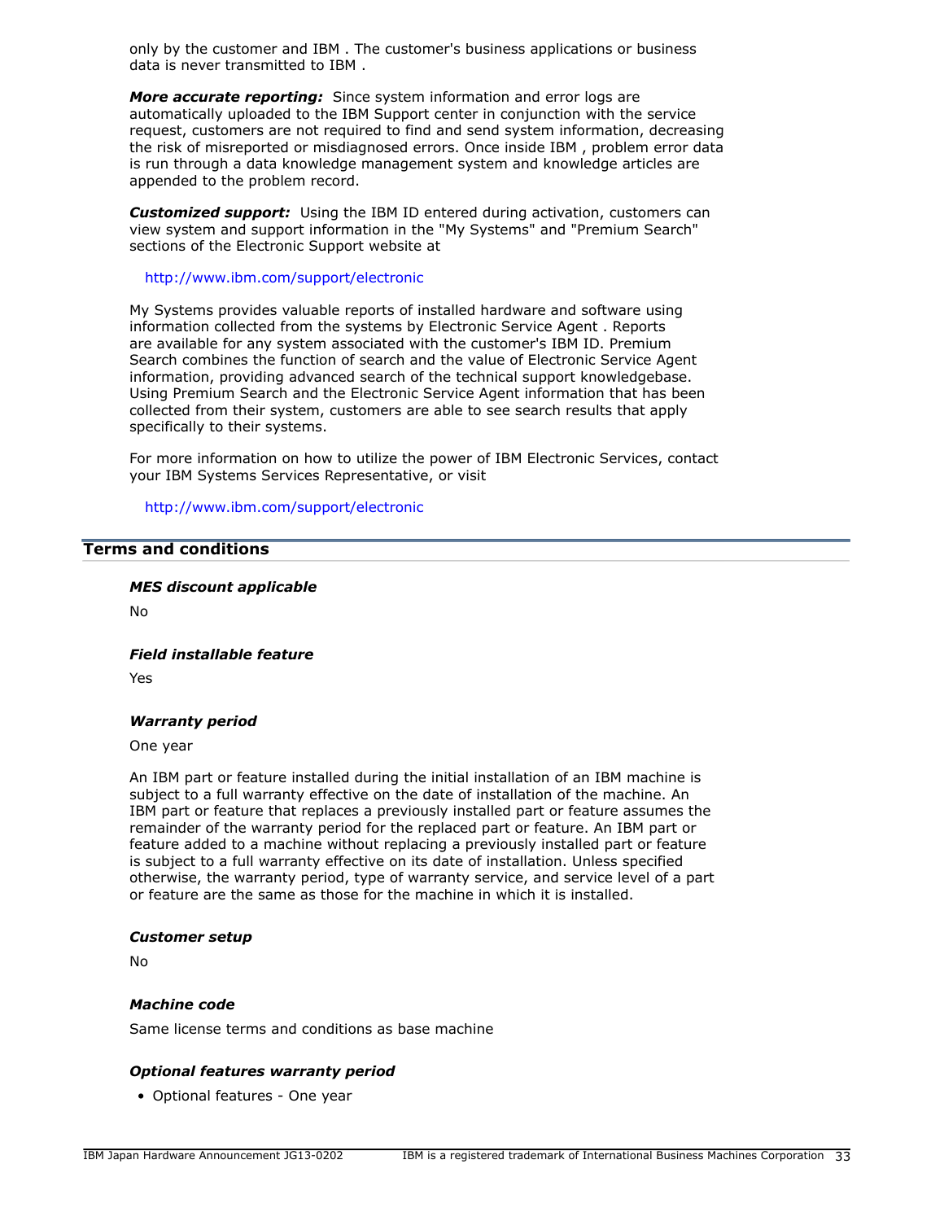only by the customer and IBM . The customer's business applications or business data is never transmitted to IBM .

***More accurate reporting:*** Since system information and error logs are automatically uploaded to the IBM Support center in conjunction with the service request, customers are not required to find and send system information, decreasing the risk of misreported or misdiagnosed errors. Once inside IBM , problem error data is run through a data knowledge management system and knowledge articles are appended to the problem record.

***Customized support:*** Using the IBM ID entered during activation, customers can view system and support information in the "My Systems" and "Premium Search" sections of the Electronic Support website at

http://www.ibm.com/support/electronic

My Systems provides valuable reports of installed hardware and software using information collected from the systems by Electronic Service Agent . Reports are available for any system associated with the customer's IBM ID. Premium Search combines the function of search and the value of Electronic Service Agent information, providing advanced search of the technical support knowledgebase. Using Premium Search and the Electronic Service Agent information that has been collected from their system, customers are able to see search results that apply specifically to their systems.

For more information on how to utilize the power of IBM Electronic Services, contact your IBM Systems Services Representative, or visit

http://www.ibm.com/support/electronic

## Terms and conditions

***MES discount applicable***

No

***Field installable feature***

Yes

***Warranty period***

One year

An IBM part or feature installed during the initial installation of an IBM machine is subject to a full warranty effective on the date of installation of the machine. An IBM part or feature that replaces a previously installed part or feature assumes the remainder of the warranty period for the replaced part or feature. An IBM part or feature added to a machine without replacing a previously installed part or feature is subject to a full warranty effective on its date of installation. Unless specified otherwise, the warranty period, type of warranty service, and service level of a part or feature are the same as those for the machine in which it is installed.

***Customer setup***

No

***Machine code***

Same license terms and conditions as base machine

***Optional features warranty period***

- Optional features - One year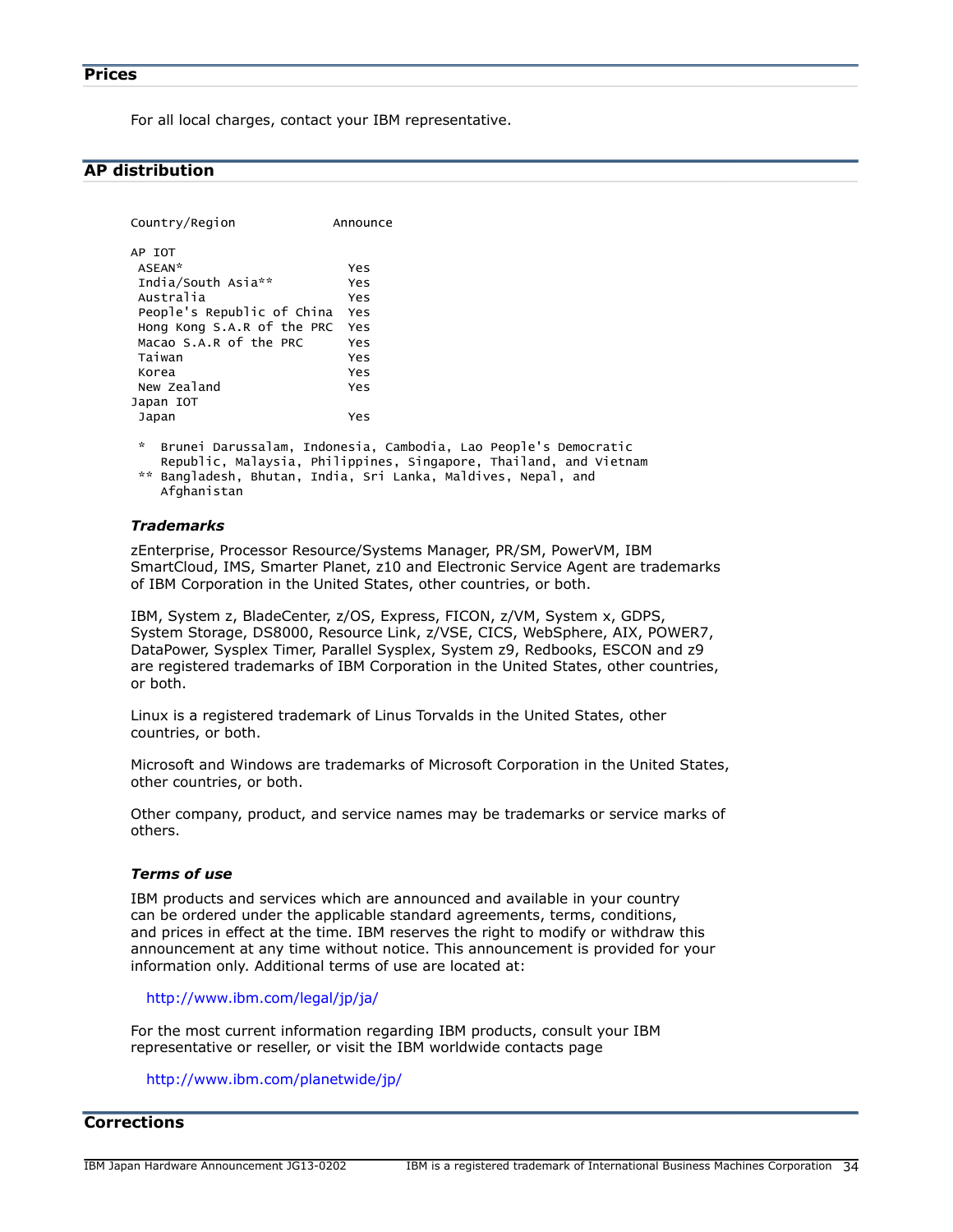## Prices

For all local charges, contact your IBM representative.

## AP distribution

```
Country/Region             Announce

AP IOT
 ASEAN*                      Yes
 India/South Asia**          Yes
 Australia                   Yes
 People's Republic of China  Yes
 Hong Kong S.A.R of the PRC  Yes
 Macao S.A.R of the PRC      Yes
 Taiwan                      Yes
 Korea                       Yes
 New Zealand                 Yes
Japan IOT
 Japan                       Yes

 *  Brunei Darussalam, Indonesia, Cambodia, Lao People's Democratic
    Republic, Malaysia, Philippines, Singapore, Thailand, and Vietnam
 ** Bangladesh, Bhutan, India, Sri Lanka, Maldives, Nepal, and
    Afghanistan
```

### *Trademarks*

zEnterprise, Processor Resource/Systems Manager, PR/SM, PowerVM, IBM SmartCloud, IMS, Smarter Planet, z10 and Electronic Service Agent are trademarks of IBM Corporation in the United States, other countries, or both.

IBM, System z, BladeCenter, z/OS, Express, FICON, z/VM, System x, GDPS, System Storage, DS8000, Resource Link, z/VSE, CICS, WebSphere, AIX, POWER7, DataPower, Sysplex Timer, Parallel Sysplex, System z9, Redbooks, ESCON and z9 are registered trademarks of IBM Corporation in the United States, other countries, or both.

Linux is a registered trademark of Linus Torvalds in the United States, other countries, or both.

Microsoft and Windows are trademarks of Microsoft Corporation in the United States, other countries, or both.

Other company, product, and service names may be trademarks or service marks of others.

### *Terms of use*

IBM products and services which are announced and available in your country can be ordered under the applicable standard agreements, terms, conditions, and prices in effect at the time. IBM reserves the right to modify or withdraw this announcement at any time without notice. This announcement is provided for your information only. Additional terms of use are located at:

http://www.ibm.com/legal/jp/ja/

For the most current information regarding IBM products, consult your IBM representative or reseller, or visit the IBM worldwide contacts page

http://www.ibm.com/planetwide/jp/

## Corrections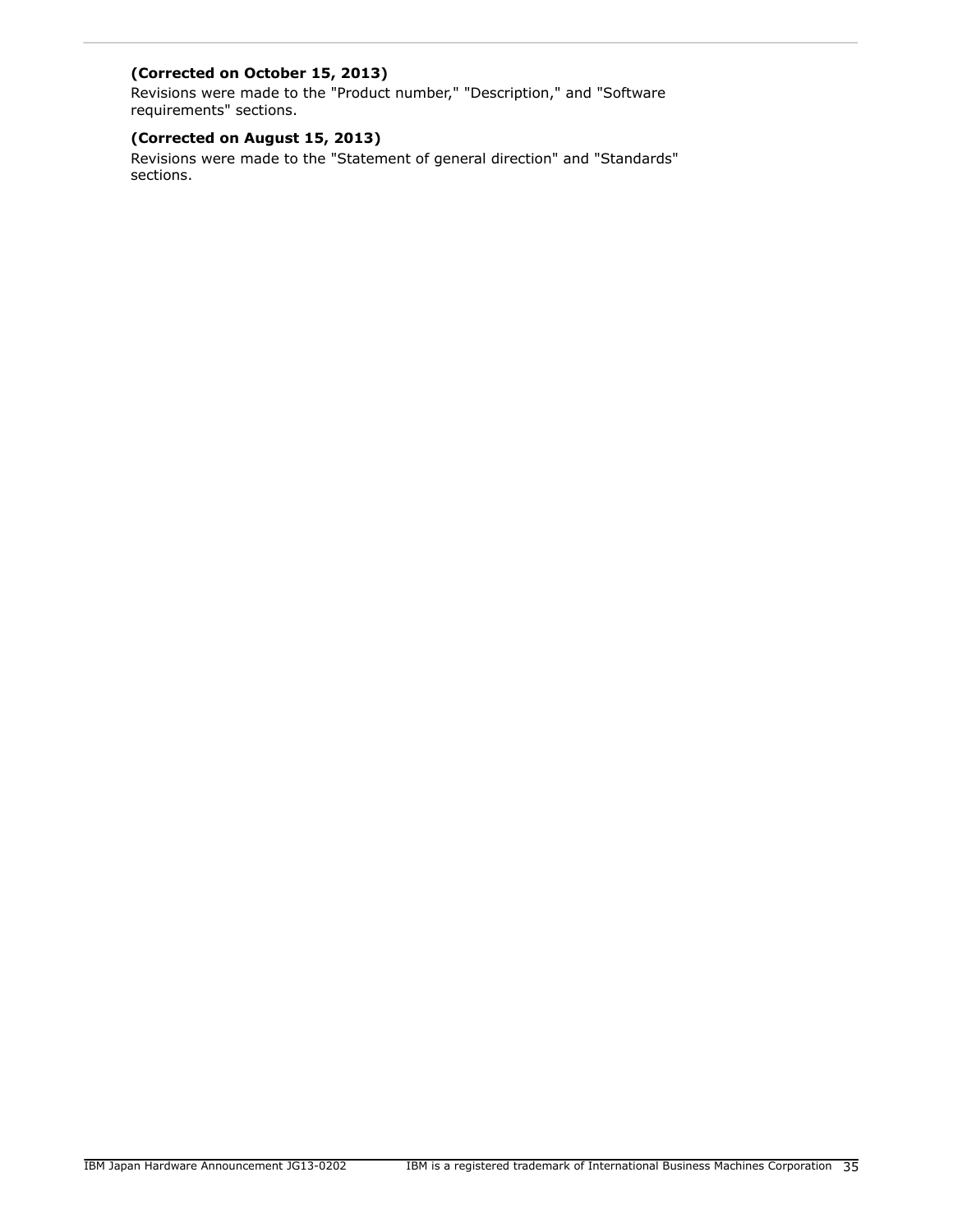**(Corrected on October 15, 2013)**

Revisions were made to the "Product number," "Description," and "Software requirements" sections.

**(Corrected on August 15, 2013)**

Revisions were made to the "Statement of general direction" and "Standards" sections.